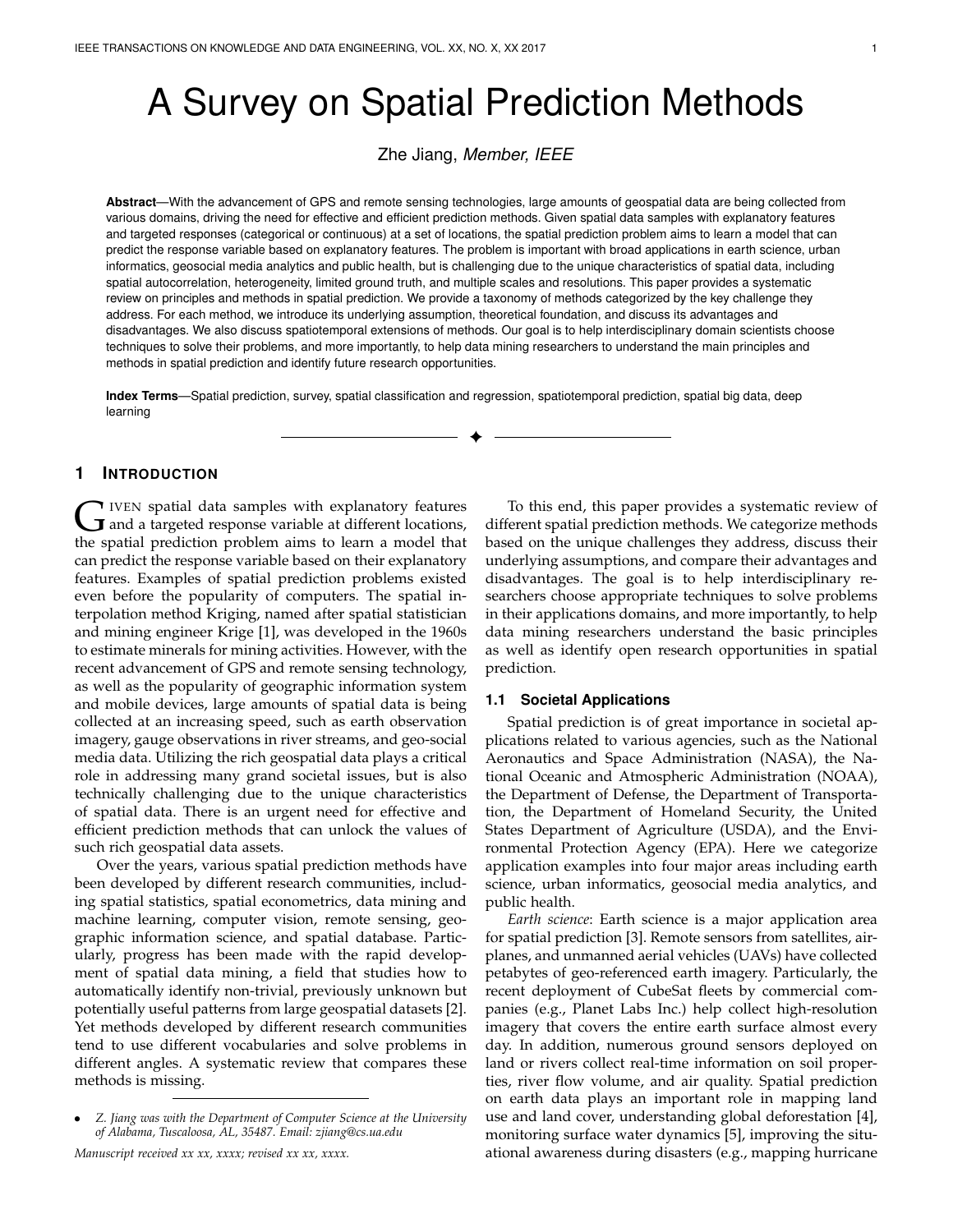# A Survey on Spatial Prediction Methods

Zhe Jiang, *Member, IEEE*

**Abstract**—With the advancement of GPS and remote sensing technologies, large amounts of geospatial data are being collected from various domains, driving the need for effective and efficient prediction methods. Given spatial data samples with explanatory features and targeted responses (categorical or continuous) at a set of locations, the spatial prediction problem aims to learn a model that can predict the response variable based on explanatory features. The problem is important with broad applications in earth science, urban informatics, geosocial media analytics and public health, but is challenging due to the unique characteristics of spatial data, including spatial autocorrelation, heterogeneity, limited ground truth, and multiple scales and resolutions. This paper provides a systematic review on principles and methods in spatial prediction. We provide a taxonomy of methods categorized by the key challenge they address. For each method, we introduce its underlying assumption, theoretical foundation, and discuss its advantages and disadvantages. We also discuss spatiotemporal extensions of methods. Our goal is to help interdisciplinary domain scientists choose techniques to solve their problems, and more importantly, to help data mining researchers to understand the main principles and methods in spatial prediction and identify future research opportunities.

**Index Terms**—Spatial prediction, survey, spatial classification and regression, spatiotemporal prediction, spatial big data, deep learning

## 1 Introduction

Given spatial data samples with explanatory features and a targeted response variable at different locations, the spatial prediction problem aims to learn a model that can predict the response variable based on their explanatory features. Examples of spatial prediction problems existed even before the popularity of computers. The spatial interpolation method Kriging, named after spatial statistician and mining engineer Krige [1], was developed in the 1960s to estimate minerals for mining activities. However, with the recent advancement of GPS and remote sensing technology, as well as the popularity of geographic information system and mobile devices, large amounts of spatial data is being collected at an increasing speed, such as earth observation imagery, gauge observations in river streams, and geo-social media data. Utilizing the rich geospatial data plays a critical role in addressing many grand societal issues, but is also technically challenging due to the unique characteristics of spatial data. There is an urgent need for effective and efficient prediction methods that can unlock the values of such rich geospatial data assets.

Over the years, various spatial prediction methods have been developed by different research communities, including spatial statistics, spatial econometrics, data mining and machine learning, computer vision, remote sensing, geographic information science, and spatial database. Particularly, progress has been made with the rapid development of spatial data mining, a field that studies how to automatically identify non-trivial, previously unknown but potentially useful patterns from large geospatial datasets [2]. Yet methods developed by different research communities tend to use different vocabularies and solve problems in different angles. A systematic review that compares these methods is missing.

- *Z. Jiang was with the Department of Computer Science at the University of Alabama, Tuscaloosa, AL, 35487. Email: zjiang@cs.ua.edu*

*Manuscript received xx xx, xxxx; revised xx xx, xxxx.*

To this end, this paper provides a systematic review of different spatial prediction methods. We categorize methods based on the unique challenges they address, discuss their underlying assumptions, and compare their advantages and disadvantages. The goal is to help interdisciplinary researchers choose appropriate techniques to solve problems in their applications domains, and more importantly, to help data mining researchers understand the basic principles as well as identify open research opportunities in spatial prediction.

### 1.1 Societal Applications

Spatial prediction is of great importance in societal applications related to various agencies, such as the National Aeronautics and Space Administration (NASA), the National Oceanic and Atmospheric Administration (NOAA), the Department of Defense, the Department of Transportation, the Department of Homeland Security, the United States Department of Agriculture (USDA), and the Environmental Protection Agency (EPA). Here we categorize application examples into four major areas including earth science, urban informatics, geosocial media analytics, and public health.

*Earth science*: Earth science is a major application area for spatial prediction [3]. Remote sensors from satellites, airplanes, and unmanned aerial vehicles (UAVs) have collected petabytes of geo-referenced earth imagery. Particularly, the recent deployment of CubeSat fleets by commercial companies (e.g., Planet Labs Inc.) help collect high-resolution imagery that covers the entire earth surface almost every day. In addition, numerous ground sensors deployed on land or rivers collect real-time information on soil properties, river flow volume, and air quality. Spatial prediction on earth data plays an important role in mapping land use and land cover, understanding global deforestation [4], monitoring surface water dynamics [5], improving the situational awareness during disasters (e.g., mapping hurricane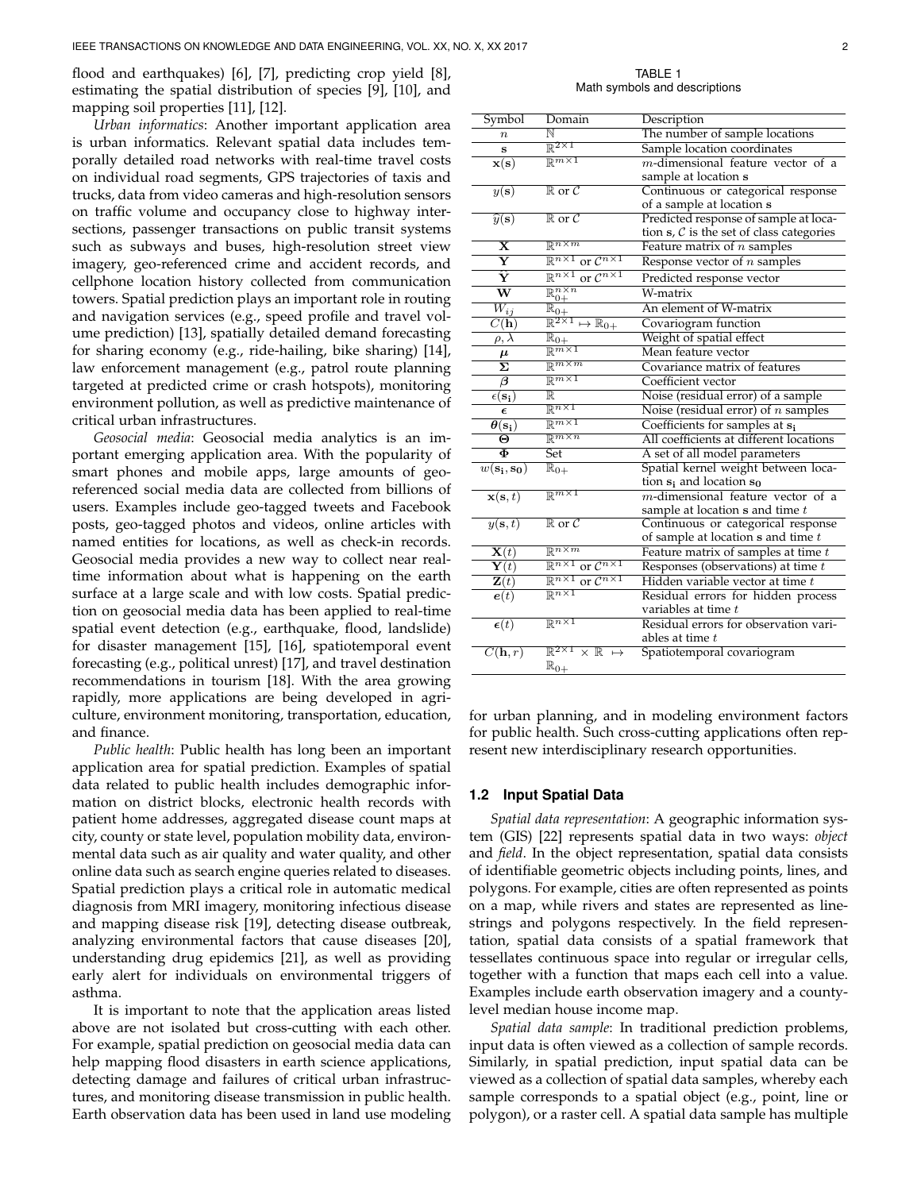flood and earthquakes) [6], [7], predicting crop yield [8], estimating the spatial distribution of species [9], [10], and mapping soil properties [11], [12].

*Urban informatics*: Another important application area is urban informatics. Relevant spatial data includes temporally detailed road networks with real-time travel costs on individual road segments, GPS trajectories of taxis and trucks, data from video cameras and high-resolution sensors on traffic volume and occupancy close to highway intersections, passenger transactions on public transit systems such as subways and buses, high-resolution street view imagery, geo-referenced crime and accident records, and cellphone location history collected from communication towers. Spatial prediction plays an important role in routing and navigation services (e.g., speed profile and travel volume prediction) [13], spatially detailed demand forecasting for sharing economy (e.g., ride-hailing, bike sharing) [14], law enforcement management (e.g., patrol route planning targeted at predicted crime or crash hotspots), monitoring environment pollution, as well as predictive maintenance of critical urban infrastructures.

*Geosocial media*: Geosocial media analytics is an important emerging application area. With the popularity of smart phones and mobile apps, large amounts of geo-referenced social media data are collected from billions of users. Examples include geo-tagged tweets and Facebook posts, geo-tagged photos and videos, online articles with named entities for locations, as well as check-in records. Geosocial media provides a new way to collect near real-time information about what is happening on the earth surface at a large scale and with low costs. Spatial prediction on geosocial media data has been applied to real-time spatial event detection (e.g., earthquake, flood, landslide) for disaster management [15], [16], spatiotemporal event forecasting (e.g., political unrest) [17], and travel destination recommendations in tourism [18]. With the area growing rapidly, more applications are being developed in agriculture, environment monitoring, transportation, education, and finance.

*Public health*: Public health has long been an important application area for spatial prediction. Examples of spatial data related to public health includes demographic information on district blocks, electronic health records with patient home addresses, aggregated disease count maps at city, county or state level, population mobility data, environmental data such as air quality and water quality, and other online data such as search engine queries related to diseases. Spatial prediction plays a critical role in automatic medical diagnosis from MRI imagery, monitoring infectious disease and mapping disease risk [19], detecting disease outbreak, analyzing environmental factors that cause diseases [20], understanding drug epidemics [21], as well as providing early alert for individuals on environmental triggers of asthma.

It is important to note that the application areas listed above are not isolated but cross-cutting with each other. For example, spatial prediction on geosocial media data can help mapping flood disasters in earth science applications, detecting damage and failures of critical urban infrastructures, and monitoring disease transmission in public health. Earth observation data has been used in land use modeling for urban planning, and in modeling environment factors for public health. Such cross-cutting applications often represent new interdisciplinary research opportunities.

TABLE 1
Math symbols and descriptions

| Symbol | Domain | Description |
|---|---|---|
| $n$ | $\mathbb{N}$ | The number of sample locations |
| $\mathbf{s}$ | $\mathbb{R}^{2\times 1}$ | Sample location coordinates |
| $\mathbf{x}(\mathbf{s})$ | $\mathbb{R}^{m\times 1}$ | $m$-dimensional feature vector of a sample at location $\mathbf{s}$ |
| $y(\mathbf{s})$ | $\mathbb{R}$ or $\mathcal{C}$ | Continuous or categorical response of a sample at location $\mathbf{s}$ |
| $\hat{y}(\mathbf{s})$ | $\mathbb{R}$ or $\mathcal{C}$ | Predicted response of sample at location $\mathbf{s}$, $\mathcal{C}$ is the set of class categories |
| $\mathbf{X}$ | $\mathbb{R}^{n\times m}$ | Feature matrix of $n$ samples |
| $\mathbf{Y}$ | $\mathbb{R}^{n\times 1}$ or $\mathcal{C}^{n\times 1}$ | Response vector of $n$ samples |
| $\hat{\mathbf{Y}}$ | $\mathbb{R}^{n\times 1}$ or $\mathcal{C}^{n\times 1}$ | Predicted response vector |
| $\mathbf{W}$ | $\mathbb{R}_{0+}^{n\times n}$ | W-matrix |
| $W_{ij}$ | $\mathbb{R}_{0+}$ | An element of W-matrix |
| $C(\mathbf{h})$ | $\mathbb{R}^{2\times 1}\mapsto\mathbb{R}_{0+}$ | Covariogram function |
| $\rho,\lambda$ | $\mathbb{R}_{0+}$ | Weight of spatial effect |
| $\boldsymbol{\mu}$ | $\mathbb{R}^{m\times 1}$ | Mean feature vector |
| $\boldsymbol{\Sigma}$ | $\mathbb{R}^{m\times m}$ | Covariance matrix of features |
| $\boldsymbol{\beta}$ | $\mathbb{R}^{m\times 1}$ | Coefficient vector |
| $\epsilon(\mathbf{s_i})$ | $\mathbb{R}$ | Noise (residual error) of a sample |
| $\boldsymbol{\epsilon}$ | $\mathbb{R}^{n\times 1}$ | Noise (residual error) of $n$ samples |
| $\boldsymbol{\theta}(\mathbf{s_i})$ | $\mathbb{R}^{m\times 1}$ | Coefficients for samples at $\mathbf{s_i}$ |
| $\boldsymbol{\Theta}$ | $\mathbb{R}^{m\times n}$ | All coefficients at different locations |
| $\boldsymbol{\Phi}$ | Set | A set of all model parameters |
| $w(\mathbf{s_i},\mathbf{s_0})$ | $\mathbb{R}_{0+}$ | Spatial kernel weight between location $\mathbf{s_i}$ and location $\mathbf{s_0}$ |
| $\mathbf{x}(\mathbf{s},t)$ | $\mathbb{R}^{m\times 1}$ | $m$-dimensional feature vector of a sample at location $\mathbf{s}$ and time $t$ |
| $y(\mathbf{s},t)$ | $\mathbb{R}$ or $\mathcal{C}$ | Continuous or categorical response of sample at location $\mathbf{s}$ and time $t$ |
| $\mathbf{X}(t)$ | $\mathbb{R}^{n\times m}$ | Feature matrix of samples at time $t$ |
| $\mathbf{Y}(t)$ | $\mathbb{R}^{n\times 1}$ or $\mathcal{C}^{n\times 1}$ | Responses (observations) at time $t$ |
| $\mathbf{Z}(t)$ | $\mathbb{R}^{n\times 1}$ or $\mathcal{C}^{n\times 1}$ | Hidden variable vector at time $t$ |
| $\boldsymbol{e}(t)$ | $\mathbb{R}^{n\times 1}$ | Residual errors for hidden process variables at time $t$ |
| $\boldsymbol{\epsilon}(t)$ | $\mathbb{R}^{n\times 1}$ | Residual errors for observation variables at time $t$ |
| $C(\mathbf{h},r)$ | $\mathbb{R}^{2\times 1}\times\mathbb{R}\mapsto\mathbb{R}_{0+}$ | Spatiotemporal covariogram |

### 1.2 Input Spatial Data

*Spatial data representation*: A geographic information system (GIS) [22] represents spatial data in two ways: *object* and *field*. In the object representation, spatial data consists of identifiable geometric objects including points, lines, and polygons. For example, cities are often represented as points on a map, while rivers and states are represented as line-strings and polygons respectively. In the field representation, spatial data consists of a spatial framework that tessellates continuous space into regular or irregular cells, together with a function that maps each cell into a value. Examples include earth observation imagery and a county-level median house income map.

*Spatial data sample*: In traditional prediction problems, input data is often viewed as a collection of sample records. Similarly, in spatial prediction, input spatial data can be viewed as a collection of spatial data samples, whereby each sample corresponds to a spatial object (e.g., point, line or polygon), or a raster cell. A spatial data sample has multiple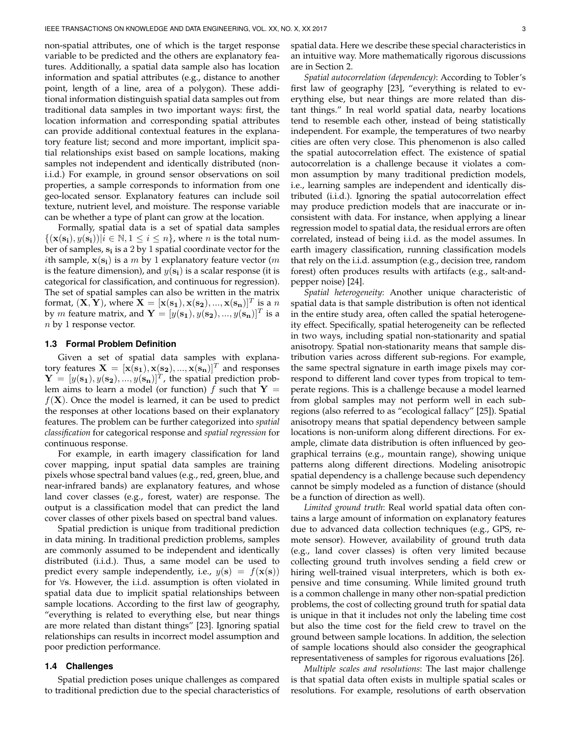non-spatial attributes, one of which is the target response variable to be predicted and the others are explanatory features. Additionally, a spatial data sample also has location information and spatial attributes (e.g., distance to another point, length of a line, area of a polygon). These additional information distinguish spatial data samples out from traditional data samples in two important ways: first, the location information and corresponding spatial attributes can provide additional contextual features in the explanatory feature list; second and more important, implicit spatial relationships exist based on sample locations, making samples not independent and identically distributed (non-i.i.d.) For example, in ground sensor observations on soil properties, a sample corresponds to information from one geo-located sensor. Explanatory features can include soil texture, nutrient level, and moisture. The response variable can be whether a type of plant can grow at the location.

Formally, spatial data is a set of spatial data samples $\{(\mathbf{x}(\mathbf{s_i}), y(\mathbf{s_i})) | i \in \mathbb{N}, 1 \leq i \leq n\}$, where $n$ is the total number of samples, $\mathbf{s_i}$ is a 2 by 1 spatial coordinate vector for the $i$th sample, $\mathbf{x}(\mathbf{s_i})$ is a $m$ by 1 explanatory feature vector ($m$ is the feature dimension), and $y(\mathbf{s_i})$ is a scalar response (it is categorical for classification, and continuous for regression). The set of spatial samples can also be written in the matrix format, $(\mathbf{X}, \mathbf{Y})$, where $\mathbf{X} = [\mathbf{x}(\mathbf{s_1}), \mathbf{x}(\mathbf{s_2}), ..., \mathbf{x}(\mathbf{s_n})]^T$ is a $n$ by $m$ feature matrix, and $\mathbf{Y} = [y(\mathbf{s_1}), y(\mathbf{s_2}), ..., y(\mathbf{s_n})]^T$ is a $n$ by 1 response vector.

### 1.3 Formal Problem Definition

Given a set of spatial data samples with explanatory features $\mathbf{X} = [\mathbf{x}(\mathbf{s_1}), \mathbf{x}(\mathbf{s_2}), ..., \mathbf{x}(\mathbf{s_n})]^T$ and responses $\mathbf{Y} = [y(\mathbf{s_1}), y(\mathbf{s_2}), ..., y(\mathbf{s_n})]^T$, the spatial prediction problem aims to learn a model (or function) $f$ such that $\mathbf{Y} = f(\mathbf{X})$. Once the model is learned, it can be used to predict the responses at other locations based on their explanatory features. The problem can be further categorized into *spatial classification* for categorical response and *spatial regression* for continuous response.

For example, in earth imagery classification for land cover mapping, input spatial data samples are training pixels whose spectral band values (e.g., red, green, blue, and near-infrared bands) are explanatory features, and whose land cover classes (e.g., forest, water) are response. The output is a classification model that can predict the land cover classes of other pixels based on spectral band values.

Spatial prediction is unique from traditional prediction in data mining. In traditional prediction problems, samples are commonly assumed to be independent and identically distributed (i.i.d.). Thus, a same model can be used to predict every sample independently, i.e., $y(\mathbf{s}) = f(\mathbf{x}(\mathbf{s}))$ for $\forall \mathbf{s}$. However, the i.i.d. assumption is often violated in spatial data due to implicit spatial relationships between sample locations. According to the first law of geography, "everything is related to everything else, but near things are more related than distant things" [23]. Ignoring spatial relationships can results in incorrect model assumption and poor prediction performance.

### 1.4 Challenges

Spatial prediction poses unique challenges as compared to traditional prediction due to the special characteristics of spatial data. Here we describe these special characteristics in an intuitive way. More mathematically rigorous discussions are in Section 2.

*Spatial autocorrelation (dependency)*: According to Tobler's first law of geography [23], "everything is related to everything else, but near things are more related than distant things." In real world spatial data, nearby locations tend to resemble each other, instead of being statistically independent. For example, the temperatures of two nearby cities are often very close. This phenomenon is also called the spatial autocorrelation effect. The existence of spatial autocorrelation is a challenge because it violates a common assumption by many traditional prediction models, i.e., learning samples are independent and identically distributed (i.i.d.). Ignoring the spatial autocorrelation effect may produce prediction models that are inaccurate or inconsistent with data. For instance, when applying a linear regression model to spatial data, the residual errors are often correlated, instead of being i.i.d. as the model assumes. In earth imagery classification, running classification models that rely on the i.i.d. assumption (e.g., decision tree, random forest) often produces results with artifacts (e.g., salt-and-pepper noise) [24].

*Spatial heterogeneity*: Another unique characteristic of spatial data is that sample distribution is often not identical in the entire study area, often called the spatial heterogeneity effect. Specifically, spatial heterogeneity can be reflected in two ways, including spatial non-stationarity and spatial anisotropy. Spatial non-stationarity means that sample distribution varies across different sub-regions. For example, the same spectral signature in earth image pixels may correspond to different land cover types from tropical to temperate regions. This is a challenge because a model learned from global samples may not perform well in each sub-regions (also referred to as "ecological fallacy" [25]). Spatial anisotropy means that spatial dependency between sample locations is non-uniform along different directions. For example, climate data distribution is often influenced by geographical terrains (e.g., mountain range), showing unique patterns along different directions. Modeling anisotropic spatial dependency is a challenge because such dependency cannot be simply modeled as a function of distance (should be a function of direction as well).

*Limited ground truth*: Real world spatial data often contains a large amount of information on explanatory features due to advanced data collection techniques (e.g., GPS, remote sensor). However, availability of ground truth data (e.g., land cover classes) is often very limited because collecting ground truth involves sending a field crew or hiring well-trained visual interpreters, which is both expensive and time consuming. While limited ground truth is a common challenge in many other non-spatial prediction problems, the cost of collecting ground truth for spatial data is unique in that it includes not only the labeling time cost but also the time cost for the field crew to travel on the ground between sample locations. In addition, the selection of sample locations should also consider the geographical representativeness of samples for rigorous evaluations [26].

*Multiple scales and resolutions*: The last major challenge is that spatial data often exists in multiple spatial scales or resolutions. For example, resolutions of earth observation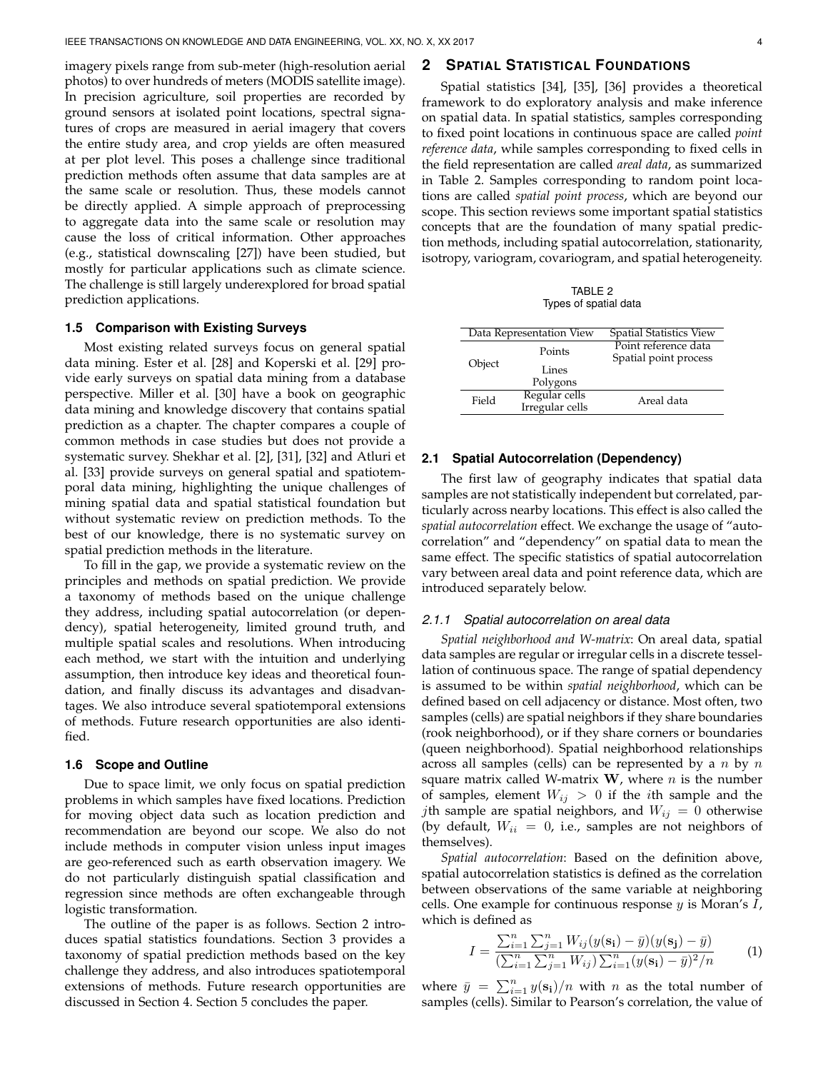imagery pixels range from sub-meter (high-resolution aerial photos) to over hundreds of meters (MODIS satellite image). In precision agriculture, soil properties are recorded by ground sensors at isolated point locations, spectral signatures of crops are measured in aerial imagery that covers the entire study area, and crop yields are often measured at per plot level. This poses a challenge since traditional prediction methods often assume that data samples are at the same scale or resolution. Thus, these models cannot be directly applied. A simple approach of preprocessing to aggregate data into the same scale or resolution may cause the loss of critical information. Other approaches (e.g., statistical downscaling [27]) have been studied, but mostly for particular applications such as climate science. The challenge is still largely underexplored for broad spatial prediction applications.

### 1.5 Comparison with Existing Surveys

Most existing related surveys focus on general spatial data mining. Ester et al. [28] and Koperski et al. [29] provide early surveys on spatial data mining from a database perspective. Miller et al. [30] have a book on geographic data mining and knowledge discovery that contains spatial prediction as a chapter. The chapter compares a couple of common methods in case studies but does not provide a systematic survey. Shekhar et al. [2], [31], [32] and Atluri et al. [33] provide surveys on general spatial and spatiotemporal data mining, highlighting the unique challenges of mining spatial data and spatial statistical foundation but without systematic review on prediction methods. To the best of our knowledge, there is no systematic survey on spatial prediction methods in the literature.

To fill in the gap, we provide a systematic review on the principles and methods on spatial prediction. We provide a taxonomy of methods based on the unique challenge they address, including spatial autocorrelation (or dependency), spatial heterogeneity, limited ground truth, and multiple spatial scales and resolutions. When introducing each method, we start with the intuition and underlying assumption, then introduce key ideas and theoretical foundation, and finally discuss its advantages and disadvantages. We also introduce several spatiotemporal extensions of methods. Future research opportunities are also identified.

### 1.6 Scope and Outline

Due to space limit, we only focus on spatial prediction problems in which samples have fixed locations. Prediction for moving object data such as location prediction and recommendation are beyond our scope. We also do not include methods in computer vision unless input images are geo-referenced such as earth observation imagery. We do not particularly distinguish spatial classification and regression since methods are often exchangeable through logistic transformation.

The outline of the paper is as follows. Section 2 introduces spatial statistics foundations. Section 3 provides a taxonomy of spatial prediction methods based on the key challenge they address, and also introduces spatiotemporal extensions of methods. Future research opportunities are discussed in Section 4. Section 5 concludes the paper.

## 2 Spatial Statistical Foundations

Spatial statistics [34], [35], [36] provides a theoretical framework to do exploratory analysis and make inference on spatial data. In spatial statistics, samples corresponding to fixed point locations in continuous space are called *point reference data*, while samples corresponding to fixed cells in the field representation are called *areal data*, as summarized in Table 2. Samples corresponding to random point locations are called *spatial point process*, which are beyond our scope. This section reviews some important spatial statistics concepts that are the foundation of many spatial prediction methods, including spatial autocorrelation, stationarity, isotropy, variogram, covariogram, and spatial heterogeneity.

TABLE 2
Types of spatial data

| Data Representation View | | Spatial Statistics View |
|---|---|---|
| Object | Points | Point reference data<br>Spatial point process |
| | Lines<br>Polygons | |
| Field | Regular cells<br>Irregular cells | Areal data |

### 2.1 Spatial Autocorrelation (Dependency)

The first law of geography indicates that spatial data samples are not statistically independent but correlated, particularly across nearby locations. This effect is also called the *spatial autocorrelation* effect. We exchange the usage of "autocorrelation" and "dependency" on spatial data to mean the same effect. The specific statistics of spatial autocorrelation vary between areal data and point reference data, which are introduced separately below.

#### 2.1.1 Spatial autocorrelation on areal data

*Spatial neighborhood and W-matrix*: On areal data, spatial data samples are regular or irregular cells in a discrete tessellation of continuous space. The range of spatial dependency is assumed to be within *spatial neighborhood*, which can be defined based on cell adjacency or distance. Most often, two samples (cells) are spatial neighbors if they share boundaries (rook neighborhood), or if they share corners or boundaries (queen neighborhood). Spatial neighborhood relationships across all samples (cells) can be represented by a $n$ by $n$ square matrix called W-matrix $\mathbf{W}$, where $n$ is the number of samples, element $W_{ij} > 0$ if the $i$th sample and the $j$th sample are spatial neighbors, and $W_{ij} = 0$ otherwise (by default, $W_{ii} = 0$, i.e., samples are not neighbors of themselves).

*Spatial autocorrelation*: Based on the definition above, spatial autocorrelation statistics is defined as the correlation between observations of the same variable at neighboring cells. One example for continuous response $y$ is Moran's $I$, which is defined as

$$I = \frac{\sum_{i=1}^{n}\sum_{j=1}^{n} W_{ij}(y(\mathbf{s_i}) - \bar{y})(y(\mathbf{s_j}) - \bar{y})}{(\sum_{i=1}^{n}\sum_{j=1}^{n} W_{ij})\sum_{i=1}^{n}(y(\mathbf{s_i}) - \bar{y})^2/n} \tag{1}$$

where $\bar{y} = \sum_{i=1}^{n} y(\mathbf{s_i})/n$ with $n$ as the total number of samples (cells). Similar to Pearson's correlation, the value of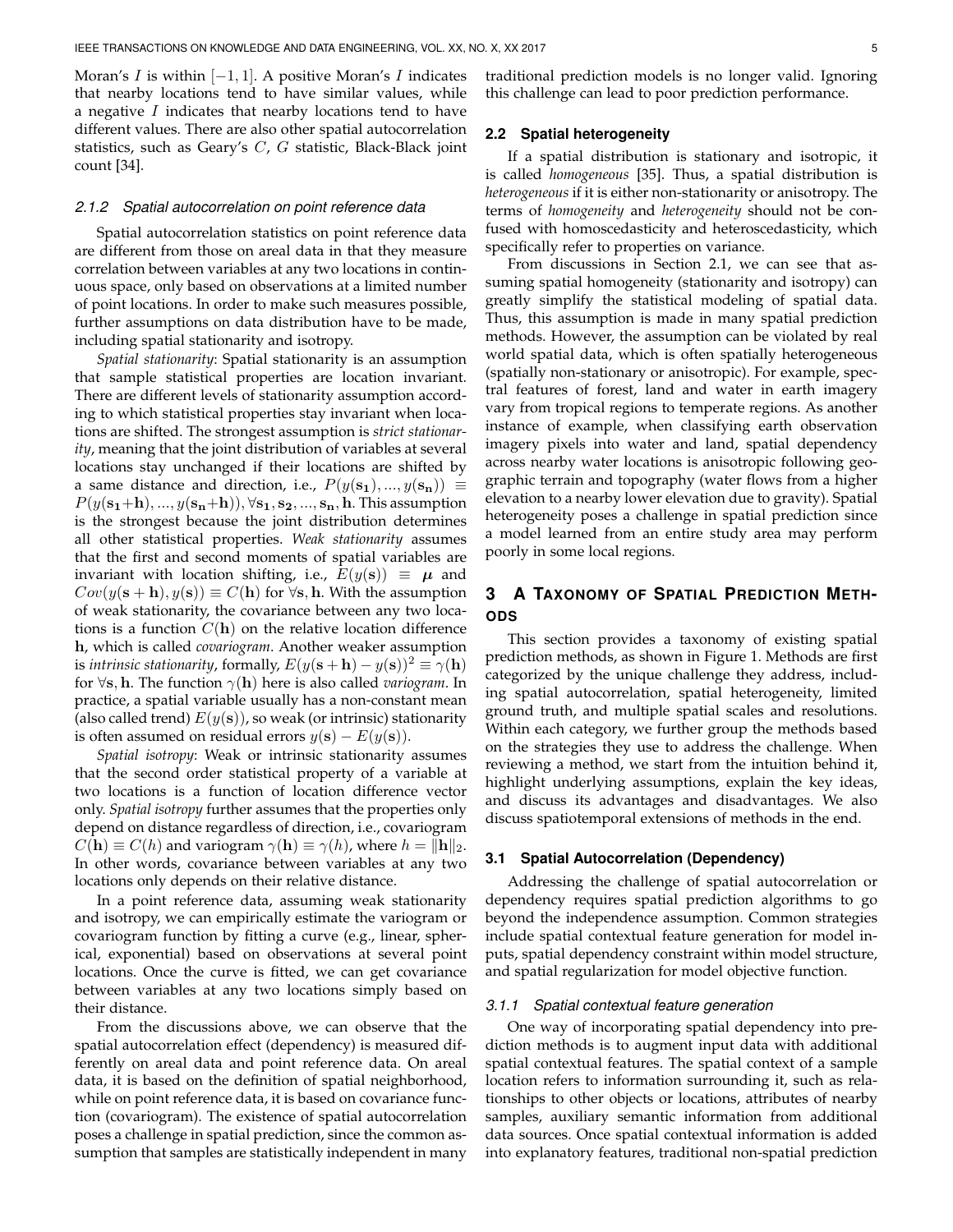Moran's $I$ is within $[-1, 1]$. A positive Moran's $I$ indicates that nearby locations tend to have similar values, while a negative $I$ indicates that nearby locations tend to have different values. There are also other spatial autocorrelation statistics, such as Geary's $C$, $G$ statistic, Black-Black joint count [34].

#### 2.1.2 Spatial autocorrelation on point reference data

Spatial autocorrelation statistics on point reference data are different from those on areal data in that they measure correlation between variables at any two locations in continuous space, only based on observations at a limited number of point locations. In order to make such measures possible, further assumptions on data distribution have to be made, including spatial stationarity and isotropy.

*Spatial stationarity*: Spatial stationarity is an assumption that sample statistical properties are location invariant. There are different levels of stationarity assumption according to which statistical properties stay invariant when locations are shifted. The strongest assumption is *strict stationarity*, meaning that the joint distribution of variables at several locations stay unchanged if their locations are shifted by a same distance and direction, i.e., $P(y(\mathbf{s_1}), ..., y(\mathbf{s_n})) \equiv P(y(\mathbf{s_1}+\mathbf{h}), ..., y(\mathbf{s_n}+\mathbf{h})), \forall \mathbf{s_1}, \mathbf{s_2}, ..., \mathbf{s_n}, \mathbf{h}$. This assumption is the strongest because the joint distribution determines all other statistical properties. *Weak stationarity* assumes that the first and second moments of spatial variables are invariant with location shifting, i.e., $E(y(\mathbf{s})) \equiv \boldsymbol{\mu}$ and $Cov(y(\mathbf{s}+\mathbf{h}), y(\mathbf{s})) \equiv C(\mathbf{h})$ for $\forall \mathbf{s}, \mathbf{h}$. With the assumption of weak stationarity, the covariance between any two locations is a function $C(\mathbf{h})$ on the relative location difference $\mathbf{h}$, which is called *covariogram*. Another weaker assumption is *intrinsic stationarity*, formally, $E(y(\mathbf{s}+\mathbf{h}) - y(\mathbf{s}))^2 \equiv \gamma(\mathbf{h})$ for $\forall \mathbf{s}, \mathbf{h}$. The function $\gamma(\mathbf{h})$ here is also called *variogram*. In practice, a spatial variable usually has a non-constant mean (also called trend) $E(y(\mathbf{s}))$, so weak (or intrinsic) stationarity is often assumed on residual errors $y(\mathbf{s}) - E(y(\mathbf{s}))$.

*Spatial isotropy*: Weak or intrinsic stationarity assumes that the second order statistical property of a variable at two locations is a function of location difference vector only. *Spatial isotropy* further assumes that the properties only depend on distance regardless of direction, i.e., covariogram $C(\mathbf{h}) \equiv C(h)$ and variogram $\gamma(\mathbf{h}) \equiv \gamma(h)$, where $h = \|\mathbf{h}\|_2$. In other words, covariance between variables at any two locations only depends on their relative distance.

In a point reference data, assuming weak stationarity and isotropy, we can empirically estimate the variogram or covariogram function by fitting a curve (e.g., linear, spherical, exponential) based on observations at several point locations. Once the curve is fitted, we can get covariance between variables at any two locations simply based on their distance.

From the discussions above, we can observe that the spatial autocorrelation effect (dependency) is measured differently on areal data and point reference data. On areal data, it is based on the definition of spatial neighborhood, while on point reference data, it is based on covariance function (covariogram). The existence of spatial autocorrelation poses a challenge in spatial prediction, since the common assumption that samples are statistically independent in many traditional prediction models is no longer valid. Ignoring this challenge can lead to poor prediction performance.

### 2.2 Spatial heterogeneity

If a spatial distribution is stationary and isotropic, it is called *homogeneous* [35]. Thus, a spatial distribution is *heterogeneous* if it is either non-stationarity or anisotropy. The terms of *homogeneity* and *heterogeneity* should not be confused with homoscedasticity and heteroscedasticity, which specifically refer to properties on variance.

From discussions in Section 2.1, we can see that assuming spatial homogeneity (stationarity and isotropy) can greatly simplify the statistical modeling of spatial data. Thus, this assumption is made in many spatial prediction methods. However, the assumption can be violated by real world spatial data, which is often spatially heterogeneous (spatially non-stationary or anisotropic). For example, spectral features of forest, land and water in earth imagery vary from tropical regions to temperate regions. As another instance of example, when classifying earth observation imagery pixels into water and land, spatial dependency across nearby water locations is anisotropic following geographic terrain and topography (water flows from a higher elevation to a nearby lower elevation due to gravity). Spatial heterogeneity poses a challenge in spatial prediction since a model learned from an entire study area may perform poorly in some local regions.

## 3 A Taxonomy of Spatial Prediction Methods

This section provides a taxonomy of existing spatial prediction methods, as shown in Figure 1. Methods are first categorized by the unique challenge they address, including spatial autocorrelation, spatial heterogeneity, limited ground truth, and multiple spatial scales and resolutions. Within each category, we further group the methods based on the strategies they use to address the challenge. When reviewing a method, we start from the intuition behind it, highlight underlying assumptions, explain the key ideas, and discuss its advantages and disadvantages. We also discuss spatiotemporal extensions of methods in the end.

### 3.1 Spatial Autocorrelation (Dependency)

Addressing the challenge of spatial autocorrelation or dependency requires spatial prediction algorithms to go beyond the independence assumption. Common strategies include spatial contextual feature generation for model inputs, spatial dependency constraint within model structure, and spatial regularization for model objective function.

#### 3.1.1 Spatial contextual feature generation

One way of incorporating spatial dependency into prediction methods is to augment input data with additional spatial contextual features. The spatial context of a sample location refers to information surrounding it, such as relationships to other objects or locations, attributes of nearby samples, auxiliary semantic information from additional data sources. Once spatial contextual information is added into explanatory features, traditional non-spatial prediction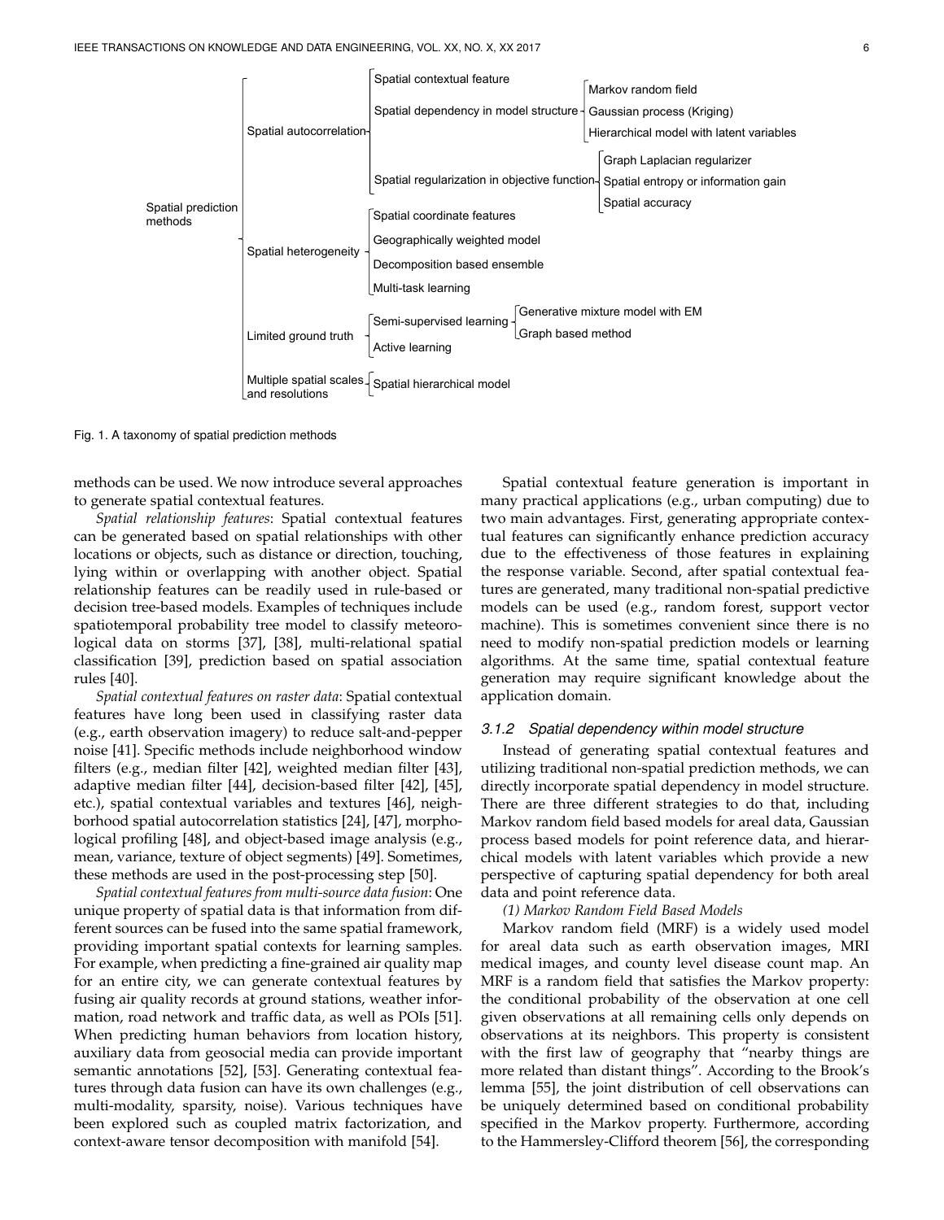- Spatial prediction methods
  - Spatial autocorrelation
    - Spatial contextual feature
    - Spatial dependency in model structure
      - Markov random field
      - Gaussian process (Kriging)
      - Hierarchical model with latent variables
    - Spatial regularization in objective function
      - Graph Laplacian regularizer
      - Spatial entropy or information gain
      - Spatial accuracy
  - Spatial heterogeneity
    - Spatial coordinate features
    - Geographically weighted model
    - Decomposition based ensemble
    - Multi-task learning
  - Limited ground truth
    - Semi-supervised learning
      - Generative mixture model with EM
      - Graph based method
    - Active learning
  - Multiple spatial scales and resolutions
    - Spatial hierarchical model

Fig. 1. A taxonomy of spatial prediction methods

methods can be used. We now introduce several approaches to generate spatial contextual features.

*Spatial relationship features*: Spatial contextual features can be generated based on spatial relationships with other locations or objects, such as distance or direction, touching, lying within or overlapping with another object. Spatial relationship features can be readily used in rule-based or decision tree-based models. Examples of techniques include spatiotemporal probability tree model to classify meteorological data on storms [37], [38], multi-relational spatial classification [39], prediction based on spatial association rules [40].

*Spatial contextual features on raster data*: Spatial contextual features have long been used in classifying raster data (e.g., earth observation imagery) to reduce salt-and-pepper noise [41]. Specific methods include neighborhood window filters (e.g., median filter [42], weighted median filter [43], adaptive median filter [44], decision-based filter [42], [45], etc.), spatial contextual variables and textures [46], neighborhood spatial autocorrelation statistics [24], [47], morphological profiling [48], and object-based image analysis (e.g., mean, variance, texture of object segments) [49]. Sometimes, these methods are used in the post-processing step [50].

*Spatial contextual features from multi-source data fusion*: One unique property of spatial data is that information from different sources can be fused into the same spatial framework, providing important spatial contexts for learning samples. For example, when predicting a fine-grained air quality map for an entire city, we can generate contextual features by fusing air quality records at ground stations, weather information, road network and traffic data, as well as POIs [51]. When predicting human behaviors from location history, auxiliary data from geosocial media can provide important semantic annotations [52], [53]. Generating contextual features through data fusion can have its own challenges (e.g., multi-modality, sparsity, noise). Various techniques have been explored such as coupled matrix factorization, and context-aware tensor decomposition with manifold [54].

Spatial contextual feature generation is important in many practical applications (e.g., urban computing) due to two main advantages. First, generating appropriate contextual features can significantly enhance prediction accuracy due to the effectiveness of those features in explaining the response variable. Second, after spatial contextual features are generated, many traditional non-spatial predictive models can be used (e.g., random forest, support vector machine). This is sometimes convenient since there is no need to modify non-spatial prediction models or learning algorithms. At the same time, spatial contextual feature generation may require significant knowledge about the application domain.

### 3.1.2 Spatial dependency within model structure

Instead of generating spatial contextual features and utilizing traditional non-spatial prediction methods, we can directly incorporate spatial dependency in model structure. There are three different strategies to do that, including Markov random field based models for areal data, Gaussian process based models for point reference data, and hierarchical models with latent variables which provide a new perspective of capturing spatial dependency for both areal data and point reference data.

*(1) Markov Random Field Based Models*

Markov random field (MRF) is a widely used model for areal data such as earth observation images, MRI medical images, and county level disease count map. An MRF is a random field that satisfies the Markov property: the conditional probability of the observation at one cell given observations at all remaining cells only depends on observations at its neighbors. This property is consistent with the first law of geography that "nearby things are more related than distant things". According to the Brook's lemma [55], the joint distribution of cell observations can be uniquely determined based on conditional probability specified in the Markov property. Furthermore, according to the Hammersley-Clifford theorem [56], the corresponding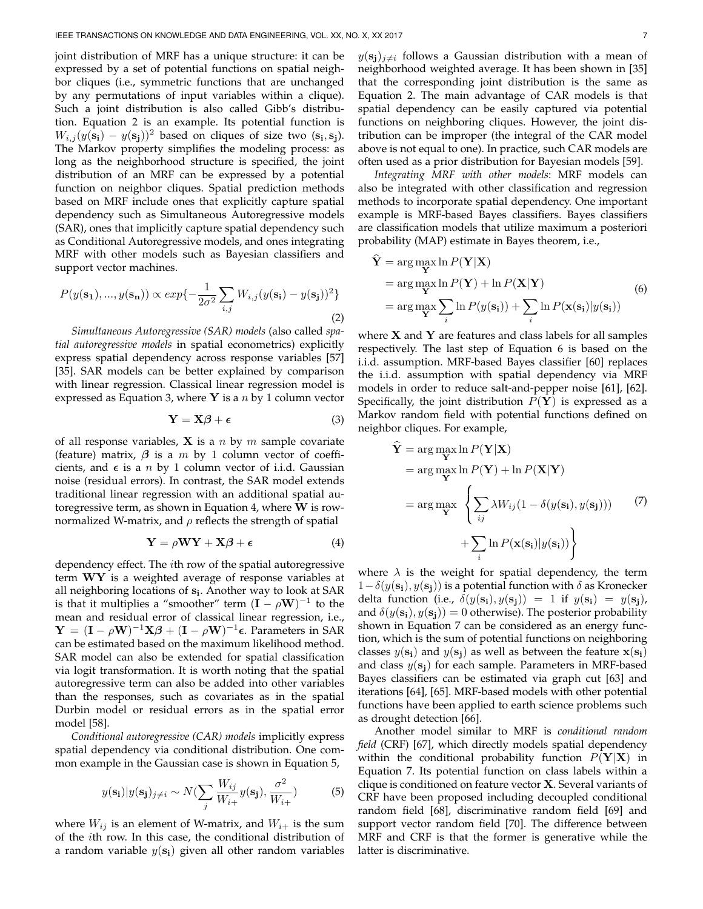joint distribution of MRF has a unique structure: it can be expressed by a set of potential functions on spatial neighbor cliques (i.e., symmetric functions that are unchanged by any permutations of input variables within a clique). Such a joint distribution is also called Gibb's distribution. Equation 2 is an example. Its potential function is $W_{i,j}(y(\mathbf{s_i}) - y(\mathbf{s_j}))^2$ based on cliques of size two $(\mathbf{s_i}, \mathbf{s_j})$. The Markov property simplifies the modeling process: as long as the neighborhood structure is specified, the joint distribution of an MRF can be expressed by a potential function on neighbor cliques. Spatial prediction methods based on MRF include ones that explicitly capture spatial dependency such as Simultaneous Autoregressive models (SAR), ones that implicitly capture spatial dependency such as Conditional Autoregressive models, and ones integrating MRF with other models such as Bayesian classifiers and support vector machines.

$$P(y(\mathbf{s_1}), ..., y(\mathbf{s_n})) \propto exp\{-\frac{1}{2\sigma^2}\sum_{i,j} W_{i,j}(y(\mathbf{s_i}) - y(\mathbf{s_j}))^2\} \tag{2}$$

*Simultaneous Autoregressive (SAR) models* (also called *spatial autoregressive models* in spatial econometrics) explicitly express spatial dependency across response variables [57] [35]. SAR models can be better explained by comparison with linear regression. Classical linear regression model is expressed as Equation 3, where $\mathbf{Y}$ is a $n$ by 1 column vector

$$\mathbf{Y} = \mathbf{X}\boldsymbol{\beta} + \boldsymbol{\epsilon} \tag{3}$$

of all response variables, $\mathbf{X}$ is a $n$ by $m$ sample covariate (feature) matrix, $\boldsymbol{\beta}$ is a $m$ by 1 column vector of coefficients, and $\boldsymbol{\epsilon}$ is a $n$ by 1 column vector of i.i.d. Gaussian noise (residual errors). In contrast, the SAR model extends traditional linear regression with an additional spatial autoregressive term, as shown in Equation 4, where $\mathbf{W}$ is row-normalized W-matrix, and $\rho$ reflects the strength of spatial

$$\mathbf{Y} = \rho\mathbf{W}\mathbf{Y} + \mathbf{X}\boldsymbol{\beta} + \boldsymbol{\epsilon} \tag{4}$$

dependency effect. The $i$th row of the spatial autoregressive term $\mathbf{WY}$ is a weighted average of response variables at all neighboring locations of $\mathbf{s_i}$. Another way to look at SAR is that it multiplies a "smoother" term $(\mathbf{I} - \rho\mathbf{W})^{-1}$ to the mean and residual error of classical linear regression, i.e., $\mathbf{Y} = (\mathbf{I} - \rho\mathbf{W})^{-1}\mathbf{X}\boldsymbol{\beta} + (\mathbf{I} - \rho\mathbf{W})^{-1}\boldsymbol{\epsilon}$. Parameters in SAR can be estimated based on the maximum likelihood method. SAR model can also be extended for spatial classification via logit transformation. It is worth noting that the spatial autoregressive term can also be added into other variables than the responses, such as covariates as in the spatial Durbin model or residual errors as in the spatial error model [58].

*Conditional autoregressive (CAR) models* implicitly express spatial dependency via conditional distribution. One common example in the Gaussian case is shown in Equation 5,

$$y(\mathbf{s_i})|y(\mathbf{s_j})_{j\neq i} \sim N(\sum_j \frac{W_{ij}}{W_{i+}}y(\mathbf{s_j}), \frac{\sigma^2}{W_{i+}}) \tag{5}$$

where $W_{ij}$ is an element of W-matrix, and $W_{i+}$ is the sum of the $i$th row. In this case, the conditional distribution of a random variable $y(\mathbf{s_i})$ given all other random variables $y(\mathbf{s_j})_{j\neq i}$ follows a Gaussian distribution with a mean of neighborhood weighted average. It has been shown in [35] that the corresponding joint distribution is the same as Equation 2. The main advantage of CAR models is that spatial dependency can be easily captured via potential functions on neighboring cliques. However, the joint distribution can be improper (the integral of the CAR model above is not equal to one). In practice, such CAR models are often used as a prior distribution for Bayesian models [59].

*Integrating MRF with other models*: MRF models can also be integrated with other classification and regression methods to incorporate spatial dependency. One important example is MRF-based Bayes classifiers. Bayes classifiers are classification models that utilize maximum a posteriori probability (MAP) estimate in Bayes theorem, i.e.,

$$\begin{aligned}
\widehat{\mathbf{Y}} &= \arg\max_{\mathbf{Y}} \ln P(\mathbf{Y}|\mathbf{X}) \\
&= \arg\max_{\mathbf{Y}} \ln P(\mathbf{Y}) + \ln P(\mathbf{X}|\mathbf{Y}) \\
&= \arg\max_{\mathbf{Y}} \sum_i \ln P(y(\mathbf{s_i})) + \sum_i \ln P(\mathbf{x}(\mathbf{s_i})|y(\mathbf{s_i}))
\end{aligned} \tag{6}$$

where $\mathbf{X}$ and $\mathbf{Y}$ are features and class labels for all samples respectively. The last step of Equation 6 is based on the i.i.d. assumption. MRF-based Bayes classifier [60] replaces the i.i.d. assumption with spatial dependency via MRF models in order to reduce salt-and-pepper noise [61], [62]. Specifically, the joint distribution $P(\mathbf{Y})$ is expressed as a Markov random field with potential functions defined on neighbor cliques. For example,

$$\begin{aligned}
\widehat{\mathbf{Y}} &= \arg\max_{\mathbf{Y}} \ln P(\mathbf{Y}|\mathbf{X}) \\
&= \arg\max_{\mathbf{Y}} \ln P(\mathbf{Y}) + \ln P(\mathbf{X}|\mathbf{Y}) \\
&= \arg\max_{\mathbf{Y}} \left\{ \sum_{ij} \lambda W_{ij}(1 - \delta(y(\mathbf{s_i}), y(\mathbf{s_j}))) \right. \\
&\qquad \left. + \sum_i \ln P(\mathbf{x}(\mathbf{s_i})|y(\mathbf{s_i})) \right\}
\end{aligned} \tag{7}$$

where $\lambda$ is the weight for spatial dependency, the term $1-\delta(y(\mathbf{s_i}), y(\mathbf{s_j}))$ is a potential function with $\delta$ as Kronecker delta function (i.e., $\delta(y(\mathbf{s_i}), y(\mathbf{s_j})) = 1$ if $y(\mathbf{s_i}) = y(\mathbf{s_j})$, and $\delta(y(\mathbf{s_i}), y(\mathbf{s_j})) = 0$ otherwise). The posterior probability shown in Equation 7 can be considered as an energy function, which is the sum of potential functions on neighboring classes $y(\mathbf{s_i})$ and $y(\mathbf{s_j})$ as well as between the feature $\mathbf{x}(\mathbf{s_i})$ and class $y(\mathbf{s_j})$ for each sample. Parameters in MRF-based Bayes classifiers can be estimated via graph cut [63] and iterations [64], [65]. MRF-based models with other potential functions have been applied to earth science problems such as drought detection [66].

Another model similar to MRF is *conditional random field* (CRF) [67], which directly models spatial dependency within the conditional probability function $P(\mathbf{Y}|\mathbf{X})$ in Equation 7. Its potential function on class labels within a clique is conditioned on feature vector $\mathbf{X}$. Several variants of CRF have been proposed including decoupled conditional random field [68], discriminative random field [69] and support vector random field [70]. The difference between MRF and CRF is that the former is generative while the latter is discriminative.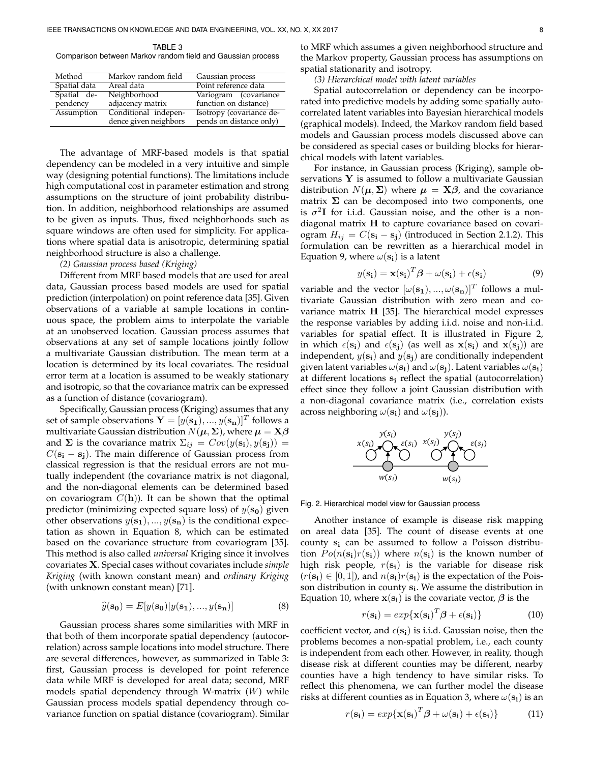TABLE 3
Comparison between Markov random field and Gaussian process

| Method | Markov random field | Gaussian process |
| --- | --- | --- |
| Spatial data | Areal data | Point reference data |
| Spatial dependency | Neighborhood adjacency matrix | Variogram (covariance function on distance) |
| Assumption | Conditional independence given neighbors | Isotropy (covariance depends on distance only) |

The advantage of MRF-based models is that spatial dependency can be modeled in a very intuitive and simple way (designing potential functions). The limitations include high computational cost in parameter estimation and strong assumptions on the structure of joint probability distribution. In addition, neighborhood relationships are assumed to be given as inputs. Thus, fixed neighborhoods such as square windows are often used for simplicity. For applications where spatial data is anisotropic, determining spatial neighborhood structure is also a challenge.

*(2) Gaussian process based (Kriging)*

Different from MRF based models that are used for areal data, Gaussian process based models are used for spatial prediction (interpolation) on point reference data [35]. Given observations of a variable at sample locations in continuous space, the problem aims to interpolate the variable at an unobserved location. Gaussian process assumes that observations at any set of sample locations jointly follow a multivariate Gaussian distribution. The mean term at a location is determined by its local covariates. The residual error term at a location is assumed to be weakly stationary and isotropic, so that the covariance matrix can be expressed as a function of distance (covariogram).

Specifically, Gaussian process (Kriging) assumes that any set of sample observations $\mathbf{Y} = [y(\mathbf{s_1}), ..., y(\mathbf{s_n})]^T$ follows a multivariate Gaussian distribution $N(\boldsymbol{\mu}, \boldsymbol{\Sigma})$, where $\boldsymbol{\mu} = \mathbf{X}\boldsymbol{\beta}$ and $\boldsymbol{\Sigma}$ is the covariance matrix $\Sigma_{ij} = Cov(y(\mathbf{s_i}), y(\mathbf{s_j})) = C(\mathbf{s_i} - \mathbf{s_j})$. The main difference of Gaussian process from classical regression is that the residual errors are not mutually independent (the covariance matrix is not diagonal, and the non-diagonal elements can be determined based on covariogram $C(\mathbf{h})$). It can be shown that the optimal predictor (minimizing expected square loss) of $y(\mathbf{s_0})$ given other observations $y(\mathbf{s_1}), ..., y(\mathbf{s_n})$ is the conditional expectation as shown in Equation 8, which can be estimated based on the covariance structure from covariogram [35]. This method is also called *universal* Kriging since it involves covariates $\mathbf{X}$. Special cases without covariates include *simple Kriging* (with known constant mean) and *ordinary Kriging* (with unknown constant mean) [71].

$$\widehat{y}(\mathbf{s_0}) = E[y(\mathbf{s_0})|y(\mathbf{s_1}), ..., y(\mathbf{s_n})] \tag{8}$$

Gaussian process shares some similarities with MRF in that both of them incorporate spatial dependency (autocorrelation) across sample locations into model structure. There are several differences, however, as summarized in Table 3: first, Gaussian process is developed for point reference data while MRF is developed for areal data; second, MRF models spatial dependency through W-matrix ($W$) while Gaussian process models spatial dependency through covariance function on spatial distance (covariogram). Similar to MRF which assumes a given neighborhood structure and the Markov property, Gaussian process has assumptions on spatial stationarity and isotropy.

*(3) Hierarchical model with latent variables*

Spatial autocorrelation or dependency can be incorporated into predictive models by adding some spatially autocorrelated latent variables into Bayesian hierarchical models (graphical models). Indeed, the Markov random field based models and Gaussian process models discussed above can be considered as special cases or building blocks for hierarchical models with latent variables.

For instance, in Gaussian process (Kriging), sample observations $\mathbf{Y}$ is assumed to follow a multivariate Gaussian distribution $N(\boldsymbol{\mu}, \boldsymbol{\Sigma})$ where $\boldsymbol{\mu} = \mathbf{X}\boldsymbol{\beta}$, and the covariance matrix $\boldsymbol{\Sigma}$ can be decomposed into two components, one is $\sigma^2\mathbf{I}$ for i.i.d. Gaussian noise, and the other is a non-diagonal matrix $\mathbf{H}$ to capture covariance based on covariogram $H_{ij} = C(\mathbf{s_i} - \mathbf{s_j})$ (introduced in Section 2.1.2). This formulation can be rewritten as a hierarchical model in Equation 9, where $\omega(\mathbf{s_i})$ is a latent

$$y(\mathbf{s_i}) = \mathbf{x}(\mathbf{s_i})^T\boldsymbol{\beta} + \omega(\mathbf{s_i}) + \epsilon(\mathbf{s_i}) \tag{9}$$

variable and the vector $[\omega(\mathbf{s_1}), ..., \omega(\mathbf{s_n})]^T$ follows a multivariate Gaussian distribution with zero mean and covariance matrix $\mathbf{H}$ [35]. The hierarchical model expresses the response variables by adding i.i.d. noise and non-i.i.d. variables for spatial effect. It is illustrated in Figure 2, in which $\epsilon(\mathbf{s_i})$ and $\epsilon(\mathbf{s_j})$ (as well as $\mathbf{x}(\mathbf{s_i})$ and $\mathbf{x}(\mathbf{s_j})$) are independent, $y(\mathbf{s_i})$ and $y(\mathbf{s_j})$ are conditionally independent given latent variables $\omega(\mathbf{s_i})$ and $\omega(\mathbf{s_j})$. Latent variables $\omega(\mathbf{s_i})$ at different locations $\mathbf{s_i}$ reflect the spatial (autocorrelation) effect since they follow a joint Gaussian distribution with a non-diagonal covariance matrix (i.e., correlation exists across neighboring $\omega(\mathbf{s_i})$ and $\omega(\mathbf{s_j})$).

Fig. 2. Hierarchical model view for Gaussian process

Another instance of example is disease risk mapping on areal data [35]. The count of disease events at one county $\mathbf{s_i}$ can be assumed to follow a Poisson distribution $Po(n(\mathbf{s_i})r(\mathbf{s_i}))$ where $n(\mathbf{s_i})$ is the known number of high risk people, $r(\mathbf{s_i})$ is the variable for disease risk ($r(\mathbf{s_i}) \in [0, 1]$), and $n(\mathbf{s_i})r(\mathbf{s_i})$ is the expectation of the Poisson distribution in county $\mathbf{s_i}$. We assume the distribution in Equation 10, where $\mathbf{x}(\mathbf{s_i})$ is the covariate vector, $\boldsymbol{\beta}$ is the

$$r(\mathbf{s_i}) = exp\{\mathbf{x}(\mathbf{s_i})^T\boldsymbol{\beta} + \epsilon(\mathbf{s_i})\} \tag{10}$$

coefficient vector, and $\epsilon(\mathbf{s_i})$ is i.i.d. Gaussian noise, then the problems becomes a non-spatial problem, i.e., each county is independent from each other. However, in reality, though disease risk at different counties may be different, nearby counties have a high tendency to have similar risks. To reflect this phenomena, we can further model the disease risks at different counties as in Equation 3, where $\omega(\mathbf{s_i})$ is an

$$r(\mathbf{s_i}) = exp\{\mathbf{x}(\mathbf{s_i})^T\boldsymbol{\beta} + \omega(\mathbf{s_i}) + \epsilon(\mathbf{s_i})\} \tag{11}$$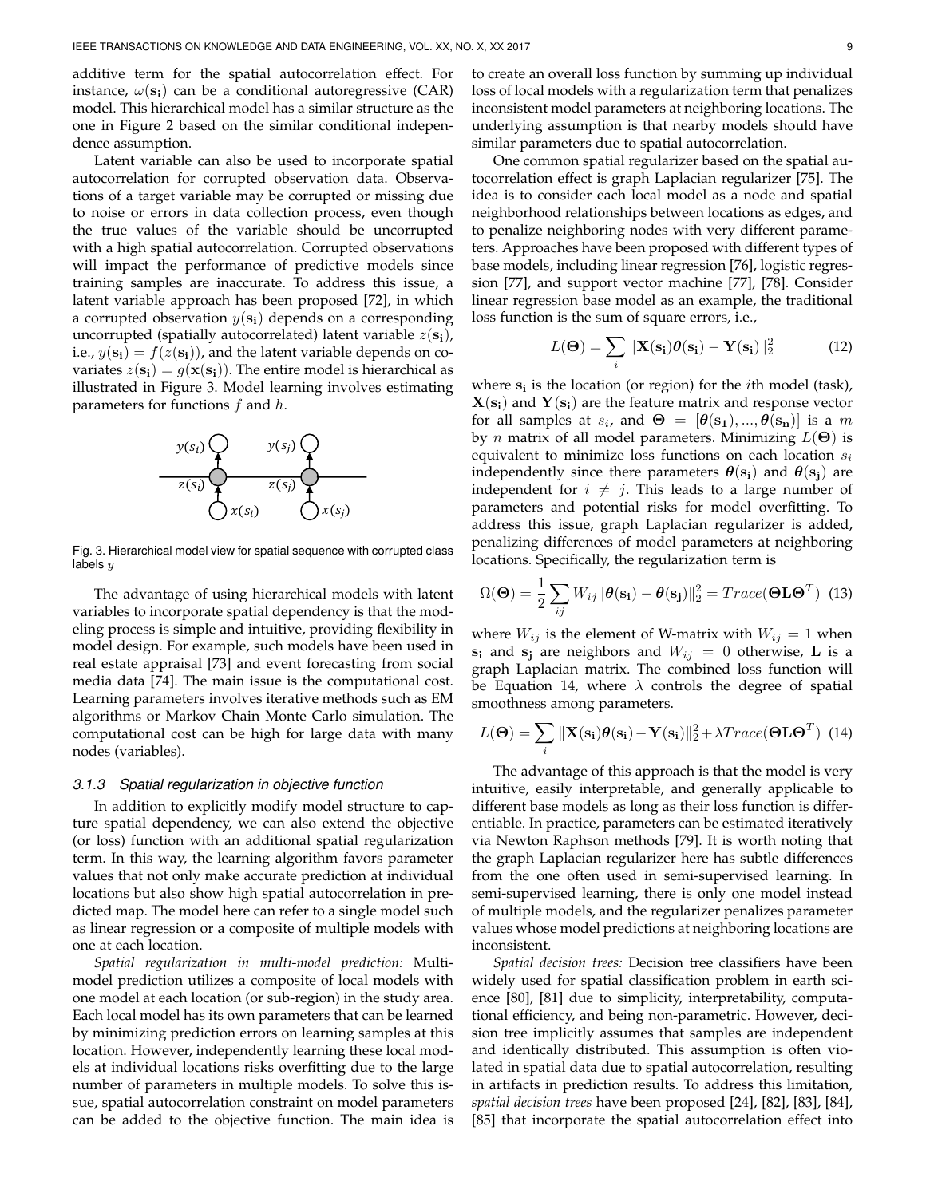additive term for the spatial autocorrelation effect. For instance, $\omega(\mathbf{s_i})$ can be a conditional autoregressive (CAR) model. This hierarchical model has a similar structure as the one in Figure 2 based on the similar conditional independence assumption.

Latent variable can also be used to incorporate spatial autocorrelation for corrupted observation data. Observations of a target variable may be corrupted or missing due to noise or errors in data collection process, even though the true values of the variable should be uncorrupted with a high spatial autocorrelation. Corrupted observations will impact the performance of predictive models since training samples are inaccurate. To address this issue, a latent variable approach has been proposed [72], in which a corrupted observation $y(\mathbf{s_i})$ depends on a corresponding uncorrupted (spatially autocorrelated) latent variable $z(\mathbf{s_i})$, i.e., $y(\mathbf{s_i}) = f(z(\mathbf{s_i}))$, and the latent variable depends on covariates $z(\mathbf{s_i}) = g(\mathbf{x}(\mathbf{s_i}))$. The entire model is hierarchical as illustrated in Figure 3. Model learning involves estimating parameters for functions $f$ and $h$.

Fig. 3. Hierarchical model view for spatial sequence with corrupted class labels $y$

The advantage of using hierarchical models with latent variables to incorporate spatial dependency is that the modeling process is simple and intuitive, providing flexibility in model design. For example, such models have been used in real estate appraisal [73] and event forecasting from social media data [74]. The main issue is the computational cost. Learning parameters involves iterative methods such as EM algorithms or Markov Chain Monte Carlo simulation. The computational cost can be high for large data with many nodes (variables).

### 3.1.3 Spatial regularization in objective function

In addition to explicitly modify model structure to capture spatial dependency, we can also extend the objective (or loss) function with an additional spatial regularization term. In this way, the learning algorithm favors parameter values that not only make accurate prediction at individual locations but also show high spatial autocorrelation in predicted map. The model here can refer to a single model such as linear regression or a composite of multiple models with one at each location.

*Spatial regularization in multi-model prediction:* Multi-model prediction utilizes a composite of local models with one model at each location (or sub-region) in the study area. Each local model has its own parameters that can be learned by minimizing prediction errors on learning samples at this location. However, independently learning these local models at individual locations risks overfitting due to the large number of parameters in multiple models. To solve this issue, spatial autocorrelation constraint on model parameters can be added to the objective function. The main idea is to create an overall loss function by summing up individual loss of local models with a regularization term that penalizes inconsistent model parameters at neighboring locations. The underlying assumption is that nearby models should have similar parameters due to spatial autocorrelation.

One common spatial regularizer based on the spatial autocorrelation effect is graph Laplacian regularizer [75]. The idea is to consider each local model as a node and spatial neighborhood relationships between locations as edges, and to penalize neighboring nodes with very different parameters. Approaches have been proposed with different types of base models, including linear regression [76], logistic regression [77], and support vector machine [77], [78]. Consider linear regression base model as an example, the traditional loss function is the sum of square errors, i.e.,

$$L(\mathbf{\Theta}) = \sum_i \|\mathbf{X}(\mathbf{s_i})\boldsymbol{\theta}(\mathbf{s_i}) - \mathbf{Y}(\mathbf{s_i})\|_2^2 \quad (12)$$

where $\mathbf{s_i}$ is the location (or region) for the $i$th model (task), $\mathbf{X}(\mathbf{s_i})$ and $\mathbf{Y}(\mathbf{s_i})$ are the feature matrix and response vector for all samples at $s_i$, and $\mathbf{\Theta} = [\boldsymbol{\theta}(\mathbf{s_1}), ..., \boldsymbol{\theta}(\mathbf{s_n})]$ is a $m$ by $n$ matrix of all model parameters. Minimizing $L(\mathbf{\Theta})$ is equivalent to minimize loss functions on each location $s_i$ independently since there parameters $\boldsymbol{\theta}(\mathbf{s_i})$ and $\boldsymbol{\theta}(\mathbf{s_j})$ are independent for $i \neq j$. This leads to a large number of parameters and potential risks for model overfitting. To address this issue, graph Laplacian regularizer is added, penalizing differences of model parameters at neighboring locations. Specifically, the regularization term is

$$\Omega(\mathbf{\Theta}) = \frac{1}{2}\sum_{ij} W_{ij}\|\boldsymbol{\theta}(\mathbf{s_i}) - \boldsymbol{\theta}(\mathbf{s_j})\|_2^2 = Trace(\mathbf{\Theta}\mathbf{L}\mathbf{\Theta}^T) \quad (13)$$

where $W_{ij}$ is the element of W-matrix with $W_{ij} = 1$ when $\mathbf{s_i}$ and $\mathbf{s_j}$ are neighbors and $W_{ij} = 0$ otherwise, $\mathbf{L}$ is a graph Laplacian matrix. The combined loss function will be Equation 14, where $\lambda$ controls the degree of spatial smoothness among parameters.

$$L(\mathbf{\Theta}) = \sum_i \|\mathbf{X}(\mathbf{s_i})\boldsymbol{\theta}(\mathbf{s_i}) - \mathbf{Y}(\mathbf{s_i})\|_2^2 + \lambda Trace(\mathbf{\Theta}\mathbf{L}\mathbf{\Theta}^T) \quad (14)$$

The advantage of this approach is that the model is very intuitive, easily interpretable, and generally applicable to different base models as long as their loss function is differentiable. In practice, parameters can be estimated iteratively via Newton Raphson methods [79]. It is worth noting that the graph Laplacian regularizer here has subtle differences from the one often used in semi-supervised learning. In semi-supervised learning, there is only one model instead of multiple models, and the regularizer penalizes parameter values whose model predictions at neighboring locations are inconsistent.

*Spatial decision trees:* Decision tree classifiers have been widely used for spatial classification problem in earth science [80], [81] due to simplicity, interpretability, computational efficiency, and being non-parametric. However, decision tree implicitly assumes that samples are independent and identically distributed. This assumption is often violated in spatial data due to spatial autocorrelation, resulting in artifacts in prediction results. To address this limitation, *spatial decision trees* have been proposed [24], [82], [83], [84], [85] that incorporate the spatial autocorrelation effect into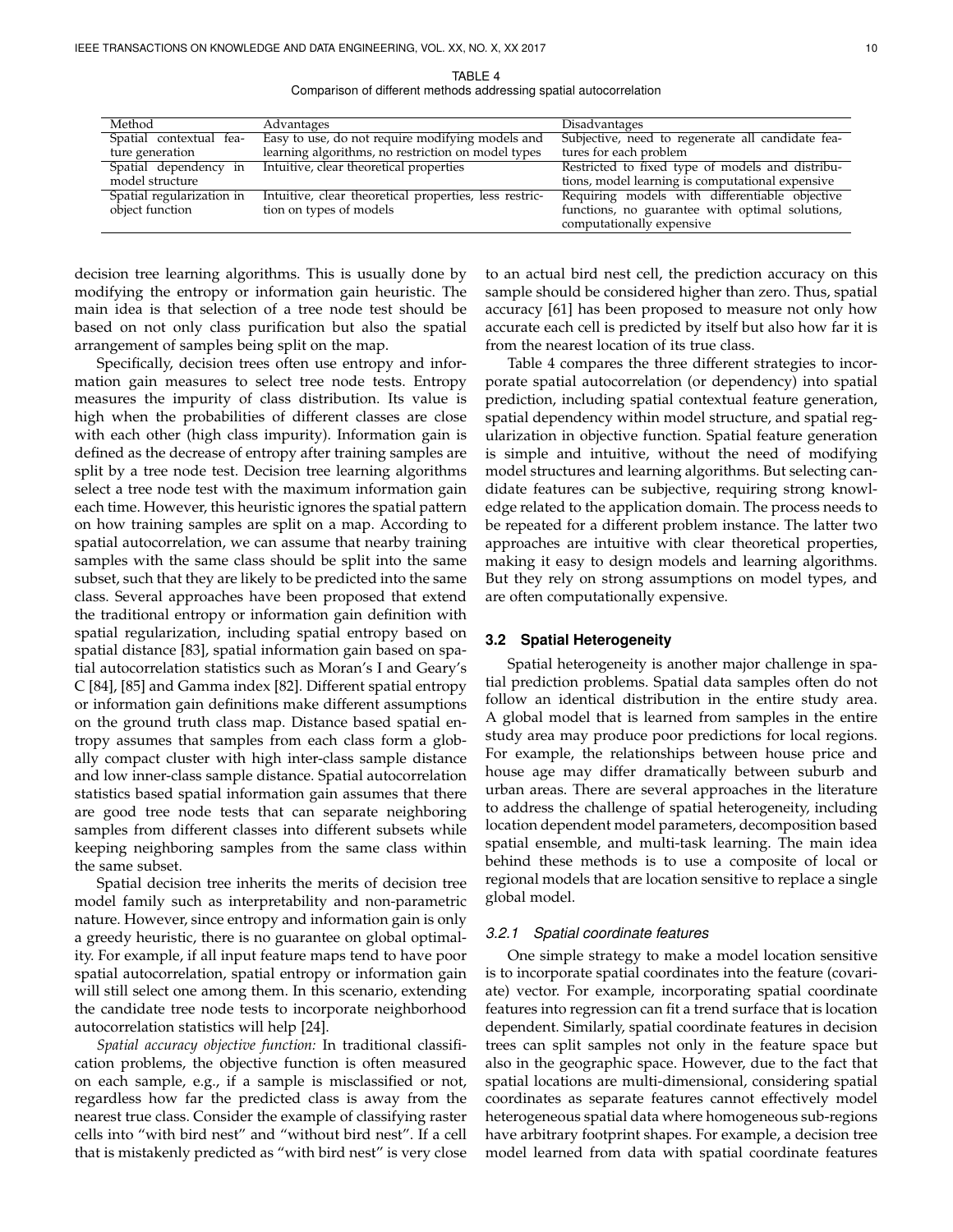TABLE 4
Comparison of different methods addressing spatial autocorrelation

| Method | Advantages | Disadvantages |
|---|---|---|
| Spatial contextual feature generation | Easy to use, do not require modifying models and learning algorithms, no restriction on model types | Subjective, need to regenerate all candidate features for each problem |
| Spatial dependency in model structure | Intuitive, clear theoretical properties | Restricted to fixed type of models and distributions, model learning is computational expensive |
| Spatial regularization in object function | Intuitive, clear theoretical properties, less restriction on types of models | Requiring models with differentiable objective functions, no guarantee with optimal solutions, computationally expensive |

decision tree learning algorithms. This is usually done by modifying the entropy or information gain heuristic. The main idea is that selection of a tree node test should be based on not only class purification but also the spatial arrangement of samples being split on the map.

Specifically, decision trees often use entropy and information gain measures to select tree node tests. Entropy measures the impurity of class distribution. Its value is high when the probabilities of different classes are close with each other (high class impurity). Information gain is defined as the decrease of entropy after training samples are split by a tree node test. Decision tree learning algorithms select a tree node test with the maximum information gain each time. However, this heuristic ignores the spatial pattern on how training samples are split on a map. According to spatial autocorrelation, we can assume that nearby training samples with the same class should be split into the same subset, such that they are likely to be predicted into the same class. Several approaches have been proposed that extend the traditional entropy or information gain definition with spatial regularization, including spatial entropy based on spatial distance [83], spatial information gain based on spatial autocorrelation statistics such as Moran's I and Geary's C [84], [85] and Gamma index [82]. Different spatial entropy or information gain definitions make different assumptions on the ground truth class map. Distance based spatial entropy assumes that samples from each class form a globally compact cluster with high inter-class sample distance and low inner-class sample distance. Spatial autocorrelation statistics based spatial information gain assumes that there are good tree node tests that can separate neighboring samples from different classes into different subsets while keeping neighboring samples from the same class within the same subset.

Spatial decision tree inherits the merits of decision tree model family such as interpretability and non-parametric nature. However, since entropy and information gain is only a greedy heuristic, there is no guarantee on global optimality. For example, if all input feature maps tend to have poor spatial autocorrelation, spatial entropy or information gain will still select one among them. In this scenario, extending the candidate tree node tests to incorporate neighborhood autocorrelation statistics will help [24].

*Spatial accuracy objective function:* In traditional classification problems, the objective function is often measured on each sample, e.g., if a sample is misclassified or not, regardless how far the predicted class is away from the nearest true class. Consider the example of classifying raster cells into "with bird nest" and "without bird nest". If a cell that is mistakenly predicted as "with bird nest" is very close to an actual bird nest cell, the prediction accuracy on this sample should be considered higher than zero. Thus, spatial accuracy [61] has been proposed to measure not only how accurate each cell is predicted by itself but also how far it is from the nearest location of its true class.

Table 4 compares the three different strategies to incorporate spatial autocorrelation (or dependency) into spatial prediction, including spatial contextual feature generation, spatial dependency within model structure, and spatial regularization in objective function. Spatial feature generation is simple and intuitive, without the need of modifying model structures and learning algorithms. But selecting candidate features can be subjective, requiring strong knowledge related to the application domain. The process needs to be repeated for a different problem instance. The latter two approaches are intuitive with clear theoretical properties, making it easy to design models and learning algorithms. But they rely on strong assumptions on model types, and are often computationally expensive.

### 3.2 Spatial Heterogeneity

Spatial heterogeneity is another major challenge in spatial prediction problems. Spatial data samples often do not follow an identical distribution in the entire study area. A global model that is learned from samples in the entire study area may produce poor predictions for local regions. For example, the relationships between house price and house age may differ dramatically between suburb and urban areas. There are several approaches in the literature to address the challenge of spatial heterogeneity, including location dependent model parameters, decomposition based spatial ensemble, and multi-task learning. The main idea behind these methods is to use a composite of local or regional models that are location sensitive to replace a single global model.

#### 3.2.1 Spatial coordinate features

One simple strategy to make a model location sensitive is to incorporate spatial coordinates into the feature (covariate) vector. For example, incorporating spatial coordinate features into regression can fit a trend surface that is location dependent. Similarly, spatial coordinate features in decision trees can split samples not only in the feature space but also in the geographic space. However, due to the fact that spatial locations are multi-dimensional, considering spatial coordinates as separate features cannot effectively model heterogeneous spatial data where homogeneous sub-regions have arbitrary footprint shapes. For example, a decision tree model learned from data with spatial coordinate features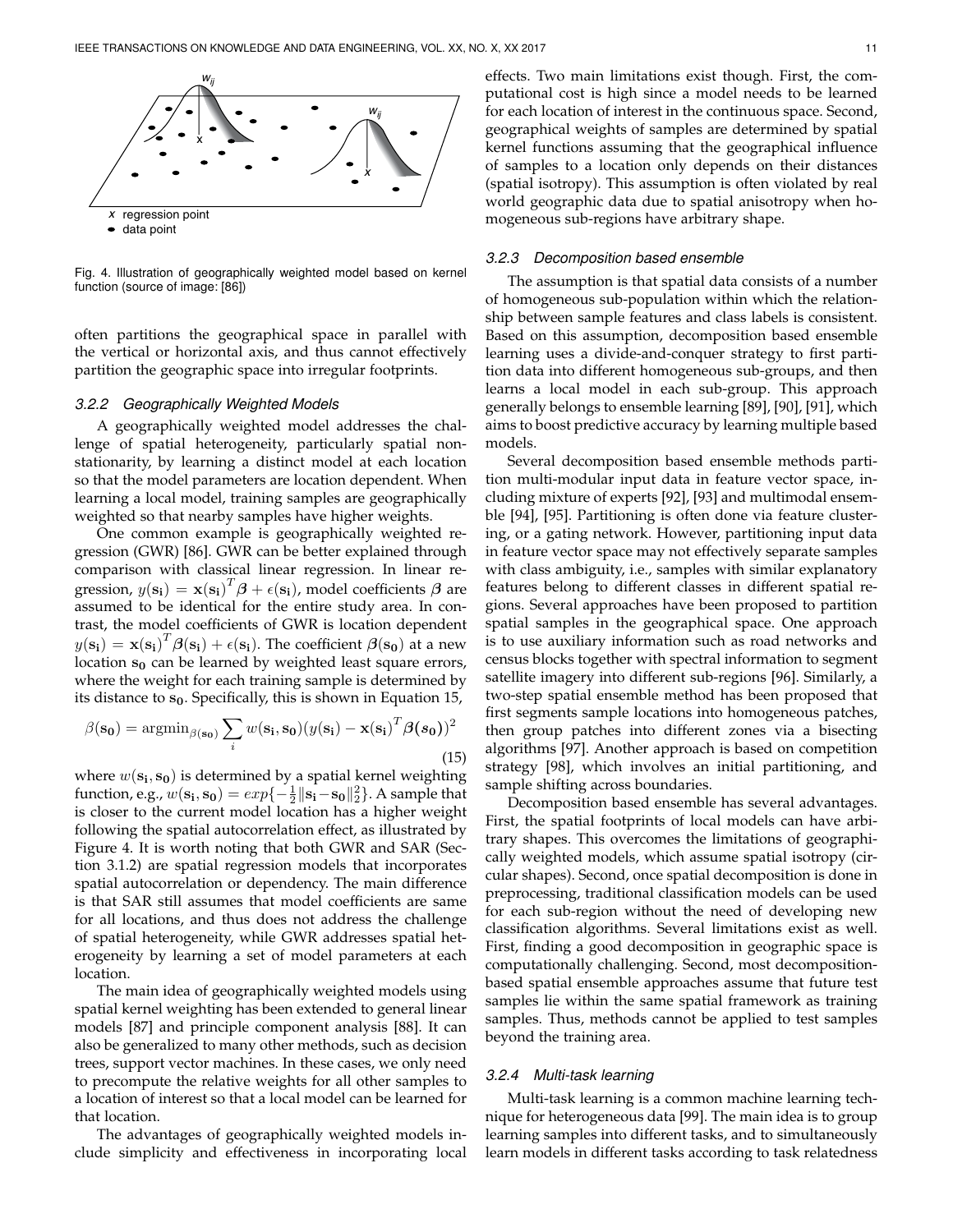Fig. 4. Illustration of geographically weighted model based on kernel function (source of image: [86])

often partitions the geographical space in parallel with the vertical or horizontal axis, and thus cannot effectively partition the geographic space into irregular footprints.

#### *3.2.2 Geographically Weighted Models*

A geographically weighted model addresses the challenge of spatial heterogeneity, particularly spatial non-stationarity, by learning a distinct model at each location so that the model parameters are location dependent. When learning a local model, training samples are geographically weighted so that nearby samples have higher weights.

One common example is geographically weighted regression (GWR) [86]. GWR can be better explained through comparison with classical linear regression. In linear regression, $y(\mathbf{s_i}) = \mathbf{x}(\mathbf{s_i})^T\boldsymbol{\beta} + \epsilon(\mathbf{s_i})$, model coefficients $\boldsymbol{\beta}$ are assumed to be identical for the entire study area. In contrast, the model coefficients of GWR is location dependent $y(\mathbf{s_i}) = \mathbf{x}(\mathbf{s_i})^T\boldsymbol{\beta}(\mathbf{s_i}) + \epsilon(\mathbf{s_i})$. The coefficient $\boldsymbol{\beta}(\mathbf{s_0})$ at a new location $\mathbf{s_0}$ can be learned by weighted least square errors, where the weight for each training sample is determined by its distance to $\mathbf{s_0}$. Specifically, this is shown in Equation 15,

$$\beta(\mathbf{s_0}) = \text{argmin}_{\beta(\mathbf{s_0})} \sum_i w(\mathbf{s_i}, \mathbf{s_0})(y(\mathbf{s_i}) - \mathbf{x}(\mathbf{s_i})^T\boldsymbol{\beta}(\boldsymbol{s_0}))^2 \tag{15}$$

where $w(\mathbf{s_i}, \mathbf{s_0})$ is determined by a spatial kernel weighting function, e.g., $w(\mathbf{s_i}, \mathbf{s_0}) = exp\{-\frac{1}{2}\|\mathbf{s_i} - \mathbf{s_0}\|_2^2\}$. A sample that is closer to the current model location has a higher weight following the spatial autocorrelation effect, as illustrated by Figure 4. It is worth noting that both GWR and SAR (Section 3.1.2) are spatial regression models that incorporates spatial autocorrelation or dependency. The main difference is that SAR still assumes that model coefficients are same for all locations, and thus does not address the challenge of spatial heterogeneity, while GWR addresses spatial heterogeneity by learning a set of model parameters at each location.

The main idea of geographically weighted models using spatial kernel weighting has been extended to general linear models [87] and principle component analysis [88]. It can also be generalized to many other methods, such as decision trees, support vector machines. In these cases, we only need to precompute the relative weights for all other samples to a location of interest so that a local model can be learned for that location.

The advantages of geographically weighted models include simplicity and effectiveness in incorporating local effects. Two main limitations exist though. First, the computational cost is high since a model needs to be learned for each location of interest in the continuous space. Second, geographical weights of samples are determined by spatial kernel functions assuming that the geographical influence of samples to a location only depends on their distances (spatial isotropy). This assumption is often violated by real world geographic data due to spatial anisotropy when homogeneous sub-regions have arbitrary shape.

#### *3.2.3 Decomposition based ensemble*

The assumption is that spatial data consists of a number of homogeneous sub-population within which the relationship between sample features and class labels is consistent. Based on this assumption, decomposition based ensemble learning uses a divide-and-conquer strategy to first partition data into different homogeneous sub-groups, and then learns a local model in each sub-group. This approach generally belongs to ensemble learning [89], [90], [91], which aims to boost predictive accuracy by learning multiple based models.

Several decomposition based ensemble methods partition multi-modular input data in feature vector space, including mixture of experts [92], [93] and multimodal ensemble [94], [95]. Partitioning is often done via feature clustering, or a gating network. However, partitioning input data in feature vector space may not effectively separate samples with class ambiguity, i.e., samples with similar explanatory features belong to different classes in different spatial regions. Several approaches have been proposed to partition spatial samples in the geographical space. One approach is to use auxiliary information such as road networks and census blocks together with spectral information to segment satellite imagery into different sub-regions [96]. Similarly, a two-step spatial ensemble method has been proposed that first segments sample locations into homogeneous patches, then group patches into different zones via a bisecting algorithms [97]. Another approach is based on competition strategy [98], which involves an initial partitioning, and sample shifting across boundaries.

Decomposition based ensemble has several advantages. First, the spatial footprints of local models can have arbitrary shapes. This overcomes the limitations of geographically weighted models, which assume spatial isotropy (circular shapes). Second, once spatial decomposition is done in preprocessing, traditional classification models can be used for each sub-region without the need of developing new classification algorithms. Several limitations exist as well. First, finding a good decomposition in geographic space is computationally challenging. Second, most decomposition-based spatial ensemble approaches assume that future test samples lie within the same spatial framework as training samples. Thus, methods cannot be applied to test samples beyond the training area.

#### *3.2.4 Multi-task learning*

Multi-task learning is a common machine learning technique for heterogeneous data [99]. The main idea is to group learning samples into different tasks, and to simultaneously learn models in different tasks according to task relatedness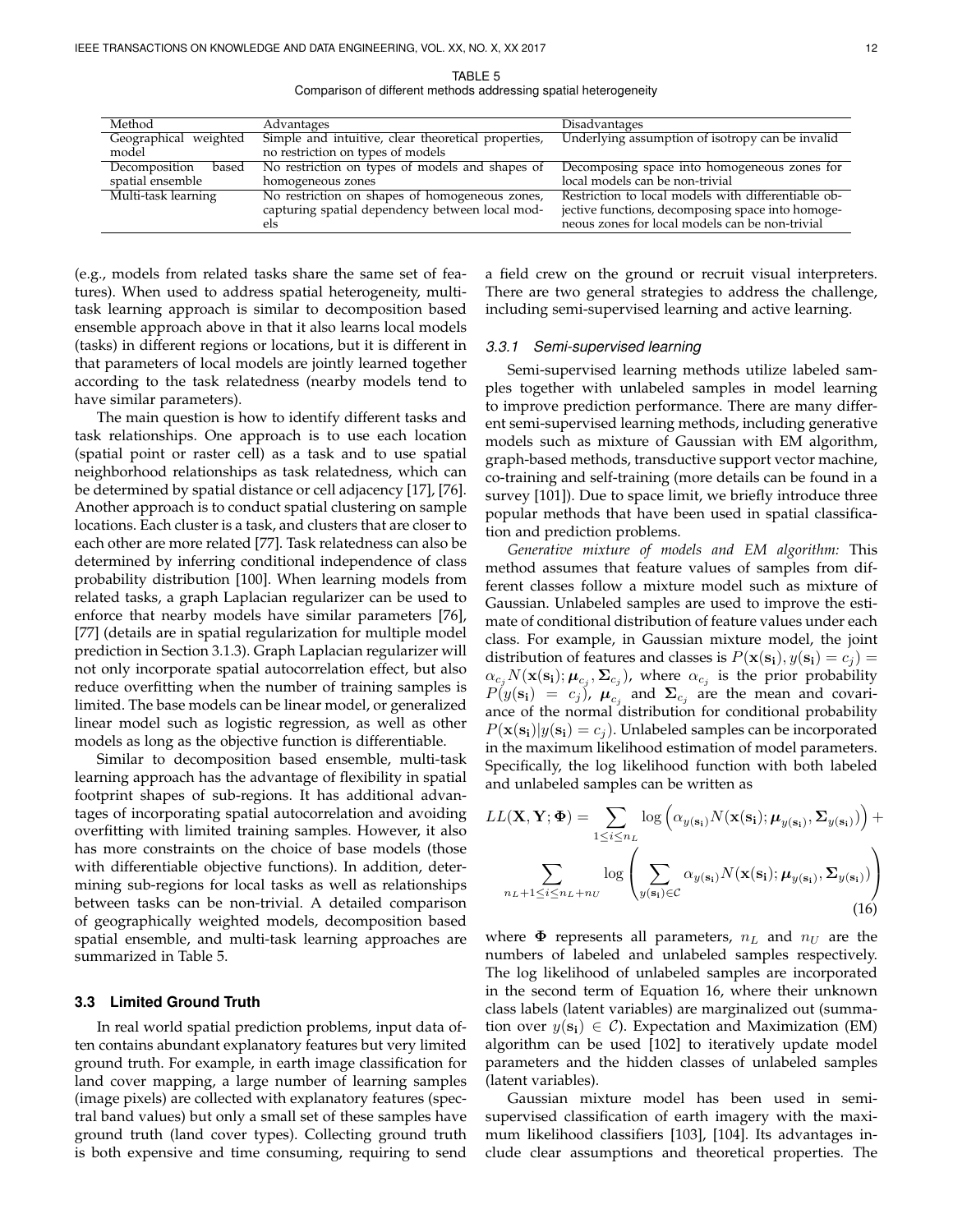TABLE 5
Comparison of different methods addressing spatial heterogeneity

| Method | Advantages | Disadvantages |
|---|---|---|
| Geographical weighted model | Simple and intuitive, clear theoretical properties, no restriction on types of models | Underlying assumption of isotropy can be invalid |
| Decomposition based spatial ensemble | No restriction on types of models and shapes of homogeneous zones | Decomposing space into homogeneous zones for local models can be non-trivial |
| Multi-task learning | No restriction on shapes of homogeneous zones, capturing spatial dependency between local models | Restriction to local models with differentiable objective functions, decomposing space into homogeneous zones for local models can be non-trivial |

(e.g., models from related tasks share the same set of features). When used to address spatial heterogeneity, multi-task learning approach is similar to decomposition based ensemble approach above in that it also learns local models (tasks) in different regions or locations, but it is different in that parameters of local models are jointly learned together according to the task relatedness (nearby models tend to have similar parameters).

The main question is how to identify different tasks and task relationships. One approach is to use each location (spatial point or raster cell) as a task and to use spatial neighborhood relationships as task relatedness, which can be determined by spatial distance or cell adjacency [17], [76]. Another approach is to conduct spatial clustering on sample locations. Each cluster is a task, and clusters that are closer to each other are more related [77]. Task relatedness can also be determined by inferring conditional independence of class probability distribution [100]. When learning models from related tasks, a graph Laplacian regularizer can be used to enforce that nearby models have similar parameters [76], [77] (details are in spatial regularization for multiple model prediction in Section 3.1.3). Graph Laplacian regularizer will not only incorporate spatial autocorrelation effect, but also reduce overfitting when the number of training samples is limited. The base models can be linear model, or generalized linear model such as logistic regression, as well as other models as long as the objective function is differentiable.

Similar to decomposition based ensemble, multi-task learning approach has the advantage of flexibility in spatial footprint shapes of sub-regions. It has additional advantages of incorporating spatial autocorrelation and avoiding overfitting with limited training samples. However, it also has more constraints on the choice of base models (those with differentiable objective functions). In addition, determining sub-regions for local tasks as well as relationships between tasks can be non-trivial. A detailed comparison of geographically weighted models, decomposition based spatial ensemble, and multi-task learning approaches are summarized in Table 5.

### 3.3 Limited Ground Truth

In real world spatial prediction problems, input data often contains abundant explanatory features but very limited ground truth. For example, in earth image classification for land cover mapping, a large number of learning samples (image pixels) are collected with explanatory features (spectral band values) but only a small set of these samples have ground truth (land cover types). Collecting ground truth is both expensive and time consuming, requiring to send a field crew on the ground or recruit visual interpreters. There are two general strategies to address the challenge, including semi-supervised learning and active learning.

#### 3.3.1 Semi-supervised learning

Semi-supervised learning methods utilize labeled samples together with unlabeled samples in model learning to improve prediction performance. There are many different semi-supervised learning methods, including generative models such as mixture of Gaussian with EM algorithm, graph-based methods, transductive support vector machine, co-training and self-training (more details can be found in a survey [101]). Due to space limit, we briefly introduce three popular methods that have been used in spatial classification and prediction problems.

*Generative mixture of models and EM algorithm:* This method assumes that feature values of samples from different classes follow a mixture model such as mixture of Gaussian. Unlabeled samples are used to improve the estimate of conditional distribution of feature values under each class. For example, in Gaussian mixture model, the joint distribution of features and classes is $P(\mathbf{x}(\mathbf{s_i}), y(\mathbf{s_i}) = c_j) = \alpha_{c_j} N(\mathbf{x}(\mathbf{s_i}); \boldsymbol{\mu}_{c_j}, \boldsymbol{\Sigma}_{c_j})$, where $\alpha_{c_j}$ is the prior probability $P(y(\mathbf{s_i}) = c_j)$, $\boldsymbol{\mu}_{c_j}$ and $\boldsymbol{\Sigma}_{c_j}$ are the mean and covariance of the normal distribution for conditional probability $P(\mathbf{x}(\mathbf{s_i})|y(\mathbf{s_i}) = c_j)$. Unlabeled samples can be incorporated in the maximum likelihood estimation of model parameters. Specifically, the log likelihood function with both labeled and unlabeled samples can be written as

$$LL(\mathbf{X}, \mathbf{Y}; \mathbf{\Phi}) = \sum_{1 \le i \le n_L} \log \left( \alpha_{y(\mathbf{s_i})} N(\mathbf{x}(\mathbf{s_i}); \boldsymbol{\mu}_{y(\mathbf{s_i})}, \boldsymbol{\Sigma}_{y(\mathbf{s_i})}) \right) + \sum_{n_L+1 \le i \le n_L+n_U} \log \left( \sum_{y(\mathbf{s_i}) \in \mathcal{C}} \alpha_{y(\mathbf{s_i})} N(\mathbf{x}(\mathbf{s_i}); \boldsymbol{\mu}_{y(\mathbf{s_i})}, \boldsymbol{\Sigma}_{y(\mathbf{s_i})}) \right) \tag{16}$$

where $\mathbf{\Phi}$ represents all parameters, $n_L$ and $n_U$ are the numbers of labeled and unlabeled samples respectively. The log likelihood of unlabeled samples are incorporated in the second term of Equation 16, where their unknown class labels (latent variables) are marginalized out (summation over $y(\mathbf{s_i}) \in \mathcal{C}$). Expectation and Maximization (EM) algorithm can be used [102] to iteratively update model parameters and the hidden classes of unlabeled samples (latent variables).

Gaussian mixture model has been used in semi-supervised classification of earth imagery with the maximum likelihood classifiers [103], [104]. Its advantages include clear assumptions and theoretical properties. The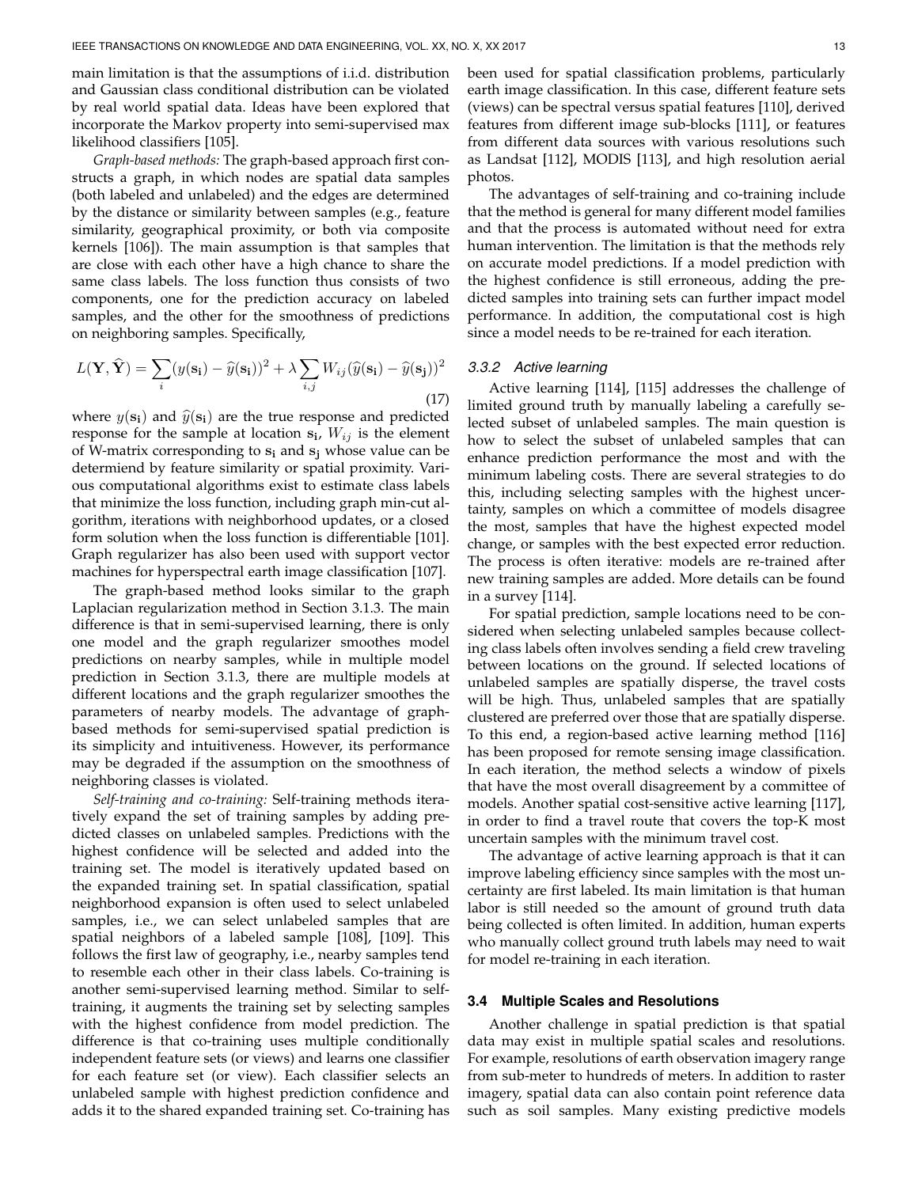main limitation is that the assumptions of i.i.d. distribution and Gaussian class conditional distribution can be violated by real world spatial data. Ideas have been explored that incorporate the Markov property into semi-supervised max likelihood classifiers [105].

*Graph-based methods:* The graph-based approach first constructs a graph, in which nodes are spatial data samples (both labeled and unlabeled) and the edges are determined by the distance or similarity between samples (e.g., feature similarity, geographical proximity, or both via composite kernels [106]). The main assumption is that samples that are close with each other have a high chance to share the same class labels. The loss function thus consists of two components, one for the prediction accuracy on labeled samples, and the other for the smoothness of predictions on neighboring samples. Specifically,

$$L(\mathbf{Y}, \widehat{\mathbf{Y}}) = \sum_i (y(\mathbf{s_i}) - \widehat{y}(\mathbf{s_i}))^2 + \lambda \sum_{i,j} W_{ij} (\widehat{y}(\mathbf{s_i}) - \widehat{y}(\mathbf{s_j}))^2 \tag{17}$$

where $y(\mathbf{s_i})$ and $\widehat{y}(\mathbf{s_i})$ are the true response and predicted response for the sample at location $\mathbf{s_i}$, $W_{ij}$ is the element of W-matrix corresponding to $\mathbf{s_i}$ and $\mathbf{s_j}$ whose value can be determiend by feature similarity or spatial proximity. Various computational algorithms exist to estimate class labels that minimize the loss function, including graph min-cut algorithm, iterations with neighborhood updates, or a closed form solution when the loss function is differentiable [101]. Graph regularizer has also been used with support vector machines for hyperspectral earth image classification [107].

The graph-based method looks similar to the graph Laplacian regularization method in Section 3.1.3. The main difference is that in semi-supervised learning, there is only one model and the graph regularizer smoothes model predictions on nearby samples, while in multiple model prediction in Section 3.1.3, there are multiple models at different locations and the graph regularizer smoothes the parameters of nearby models. The advantage of graph-based methods for semi-supervised spatial prediction is its simplicity and intuitiveness. However, its performance may be degraded if the assumption on the smoothness of neighboring classes is violated.

*Self-training and co-training:* Self-training methods iteratively expand the set of training samples by adding predicted classes on unlabeled samples. Predictions with the highest confidence will be selected and added into the training set. The model is iteratively updated based on the expanded training set. In spatial classification, spatial neighborhood expansion is often used to select unlabeled samples, i.e., we can select unlabeled samples that are spatial neighbors of a labeled sample [108], [109]. This follows the first law of geography, i.e., nearby samples tend to resemble each other in their class labels. Co-training is another semi-supervised learning method. Similar to self-training, it augments the training set by selecting samples with the highest confidence from model prediction. The difference is that co-training uses multiple conditionally independent feature sets (or views) and learns one classifier for each feature set (or view). Each classifier selects an unlabeled sample with highest prediction confidence and adds it to the shared expanded training set. Co-training has been used for spatial classification problems, particularly earth image classification. In this case, different feature sets (views) can be spectral versus spatial features [110], derived features from different image sub-blocks [111], or features from different data sources with various resolutions such as Landsat [112], MODIS [113], and high resolution aerial photos.

The advantages of self-training and co-training include that the method is general for many different model families and that the process is automated without need for extra human intervention. The limitation is that the methods rely on accurate model predictions. If a model prediction with the highest confidence is still erroneous, adding the predicted samples into training sets can further impact model performance. In addition, the computational cost is high since a model needs to be re-trained for each iteration.

#### 3.3.2 Active learning

Active learning [114], [115] addresses the challenge of limited ground truth by manually labeling a carefully selected subset of unlabeled samples. The main question is how to select the subset of unlabeled samples that can enhance prediction performance the most and with the minimum labeling costs. There are several strategies to do this, including selecting samples with the highest uncertainty, samples on which a committee of models disagree the most, samples that have the highest expected model change, or samples with the best expected error reduction. The process is often iterative: models are re-trained after new training samples are added. More details can be found in a survey [114].

For spatial prediction, sample locations need to be considered when selecting unlabeled samples because collecting class labels often involves sending a field crew traveling between locations on the ground. If selected locations of unlabeled samples are spatially disperse, the travel costs will be high. Thus, unlabeled samples that are spatially clustered are preferred over those that are spatially disperse. To this end, a region-based active learning method [116] has been proposed for remote sensing image classification. In each iteration, the method selects a window of pixels that have the most overall disagreement by a committee of models. Another spatial cost-sensitive active learning [117], in order to find a travel route that covers the top-K most uncertain samples with the minimum travel cost.

The advantage of active learning approach is that it can improve labeling efficiency since samples with the most uncertainty are first labeled. Its main limitation is that human labor is still needed so the amount of ground truth data being collected is often limited. In addition, human experts who manually collect ground truth labels may need to wait for model re-training in each iteration.

### 3.4 Multiple Scales and Resolutions

Another challenge in spatial prediction is that spatial data may exist in multiple spatial scales and resolutions. For example, resolutions of earth observation imagery range from sub-meter to hundreds of meters. In addition to raster imagery, spatial data can also contain point reference data such as soil samples. Many existing predictive models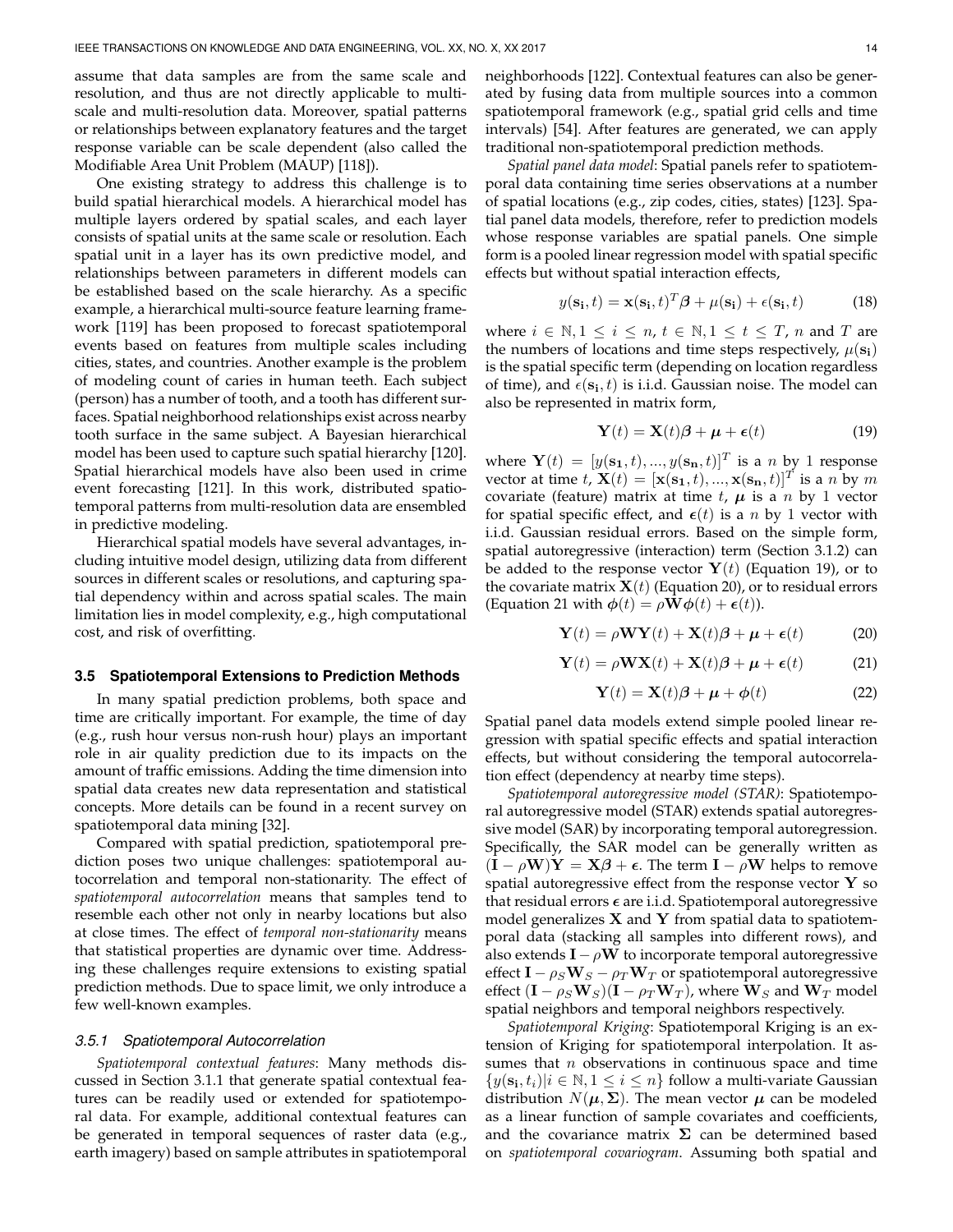assume that data samples are from the same scale and resolution, and thus are not directly applicable to multi-scale and multi-resolution data. Moreover, spatial patterns or relationships between explanatory features and the target response variable can be scale dependent (also called the Modifiable Area Unit Problem (MAUP) [118]).

One existing strategy to address this challenge is to build spatial hierarchical models. A hierarchical model has multiple layers ordered by spatial scales, and each layer consists of spatial units at the same scale or resolution. Each spatial unit in a layer has its own predictive model, and relationships between parameters in different models can be established based on the scale hierarchy. As a specific example, a hierarchical multi-source feature learning framework [119] has been proposed to forecast spatiotemporal events based on features from multiple scales including cities, states, and countries. Another example is the problem of modeling count of caries in human teeth. Each subject (person) has a number of tooth, and a tooth has different surfaces. Spatial neighborhood relationships exist across nearby tooth surface in the same subject. A Bayesian hierarchical model has been used to capture such spatial hierarchy [120]. Spatial hierarchical models have also been used in crime event forecasting [121]. In this work, distributed spatiotemporal patterns from multi-resolution data are ensembled in predictive modeling.

Hierarchical spatial models have several advantages, including intuitive model design, utilizing data from different sources in different scales or resolutions, and capturing spatial dependency within and across spatial scales. The main limitation lies in model complexity, e.g., high computational cost, and risk of overfitting.

### 3.5 Spatiotemporal Extensions to Prediction Methods

In many spatial prediction problems, both space and time are critically important. For example, the time of day (e.g., rush hour versus non-rush hour) plays an important role in air quality prediction due to its impacts on the amount of traffic emissions. Adding the time dimension into spatial data creates new data representation and statistical concepts. More details can be found in a recent survey on spatiotemporal data mining [32].

Compared with spatial prediction, spatiotemporal prediction poses two unique challenges: spatiotemporal autocorrelation and temporal non-stationarity. The effect of *spatiotemporal autocorrelation* means that samples tend to resemble each other not only in nearby locations but also at close times. The effect of *temporal non-stationarity* means that statistical properties are dynamic over time. Addressing these challenges require extensions to existing spatial prediction methods. Due to space limit, we only introduce a few well-known examples.

#### 3.5.1 Spatiotemporal Autocorrelation

*Spatiotemporal contextual features*: Many methods discussed in Section 3.1.1 that generate spatial contextual features can be readily used or extended for spatiotemporal data. For example, additional contextual features can be generated in temporal sequences of raster data (e.g., earth imagery) based on sample attributes in spatiotemporal neighborhoods [122]. Contextual features can also be generated by fusing data from multiple sources into a common spatiotemporal framework (e.g., spatial grid cells and time intervals) [54]. After features are generated, we can apply traditional non-spatiotemporal prediction methods.

*Spatial panel data model*: Spatial panels refer to spatiotemporal data containing time series observations at a number of spatial locations (e.g., zip codes, cities, states) [123]. Spatial panel data models, therefore, refer to prediction models whose response variables are spatial panels. One simple form is a pooled linear regression model with spatial specific effects but without spatial interaction effects,

$$y(\mathbf{s_i}, t) = \mathbf{x}(\mathbf{s_i}, t)^T \boldsymbol{\beta} + \mu(\mathbf{s_i}) + \epsilon(\mathbf{s_i}, t) \tag{18}$$

where $i \in \mathbb{N}, 1 \leq i \leq n$, $t \in \mathbb{N}, 1 \leq t \leq T$, $n$ and $T$ are the numbers of locations and time steps respectively, $\mu(\mathbf{s_i})$ is the spatial specific term (depending on location regardless of time), and $\epsilon(\mathbf{s_i}, t)$ is i.i.d. Gaussian noise. The model can also be represented in matrix form,

$$\mathbf{Y}(t) = \mathbf{X}(t)\boldsymbol{\beta} + \boldsymbol{\mu} + \boldsymbol{\epsilon}(t) \tag{19}$$

where $\mathbf{Y}(t) = [y(\mathbf{s_1}, t), ..., y(\mathbf{s_n}, t)]^T$ is a $n$ by 1 response vector at time $t$, $\mathbf{X}(t) = [\mathbf{x}(\mathbf{s_1}, t), ..., \mathbf{x}(\mathbf{s_n}, t)]^T$ is a $n$ by $m$ covariate (feature) matrix at time $t$, $\boldsymbol{\mu}$ is a $n$ by 1 vector for spatial specific effect, and $\boldsymbol{\epsilon}(t)$ is a $n$ by 1 vector with i.i.d. Gaussian residual errors. Based on the simple form, spatial autoregressive (interaction) term (Section 3.1.2) can be added to the response vector $\mathbf{Y}(t)$ (Equation 19), or to the covariate matrix $\mathbf{X}(t)$ (Equation 20), or to residual errors (Equation 21 with $\boldsymbol{\phi}(t) = \rho\mathbf{W}\boldsymbol{\phi}(t) + \boldsymbol{\epsilon}(t)$).

$$\mathbf{Y}(t) = \rho\mathbf{W}\mathbf{Y}(t) + \mathbf{X}(t)\boldsymbol{\beta} + \boldsymbol{\mu} + \boldsymbol{\epsilon}(t) \tag{20}$$

$$\mathbf{Y}(t) = \rho\mathbf{W}\mathbf{X}(t) + \mathbf{X}(t)\boldsymbol{\beta} + \boldsymbol{\mu} + \boldsymbol{\epsilon}(t) \tag{21}$$

$$\mathbf{Y}(t) = \mathbf{X}(t)\boldsymbol{\beta} + \boldsymbol{\mu} + \boldsymbol{\phi}(t) \tag{22}$$

Spatial panel data models extend simple pooled linear regression with spatial specific effects and spatial interaction effects, but without considering the temporal autocorrelation effect (dependency at nearby time steps).

*Spatiotemporal autoregressive model (STAR)*: Spatiotemporal autoregressive model (STAR) extends spatial autoregressive model (SAR) by incorporating temporal autoregression. Specifically, the SAR model can be generally written as $(\mathbf{I} - \rho\mathbf{W})\mathbf{Y} = \mathbf{X}\boldsymbol{\beta} + \boldsymbol{\epsilon}$. The term $\mathbf{I} - \rho\mathbf{W}$ helps to remove spatial autoregressive effect from the response vector $\mathbf{Y}$ so that residual errors $\boldsymbol{\epsilon}$ are i.i.d. Spatiotemporal autoregressive model generalizes $\mathbf{X}$ and $\mathbf{Y}$ from spatial data to spatiotemporal data (stacking all samples into different rows), and also extends $\mathbf{I} - \rho\mathbf{W}$ to incorporate temporal autoregressive effect $\mathbf{I} - \rho_S\mathbf{W}_S - \rho_T\mathbf{W}_T$ or spatiotemporal autoregressive effect $(\mathbf{I} - \rho_S\mathbf{W}_S)(\mathbf{I} - \rho_T\mathbf{W}_T)$, where $\mathbf{W}_S$ and $\mathbf{W}_T$ model spatial neighbors and temporal neighbors respectively.

*Spatiotemporal Kriging*: Spatiotemporal Kriging is an extension of Kriging for spatiotemporal interpolation. It assumes that $n$ observations in continuous space and time $\{y(\mathbf{s_i}, t_i) | i \in \mathbb{N}, 1 \leq i \leq n\}$ follow a multi-variate Gaussian distribution $N(\boldsymbol{\mu}, \boldsymbol{\Sigma})$. The mean vector $\boldsymbol{\mu}$ can be modeled as a linear function of sample covariates and coefficients, and the covariance matrix $\boldsymbol{\Sigma}$ can be determined based on *spatiotemporal covariogram*. Assuming both spatial and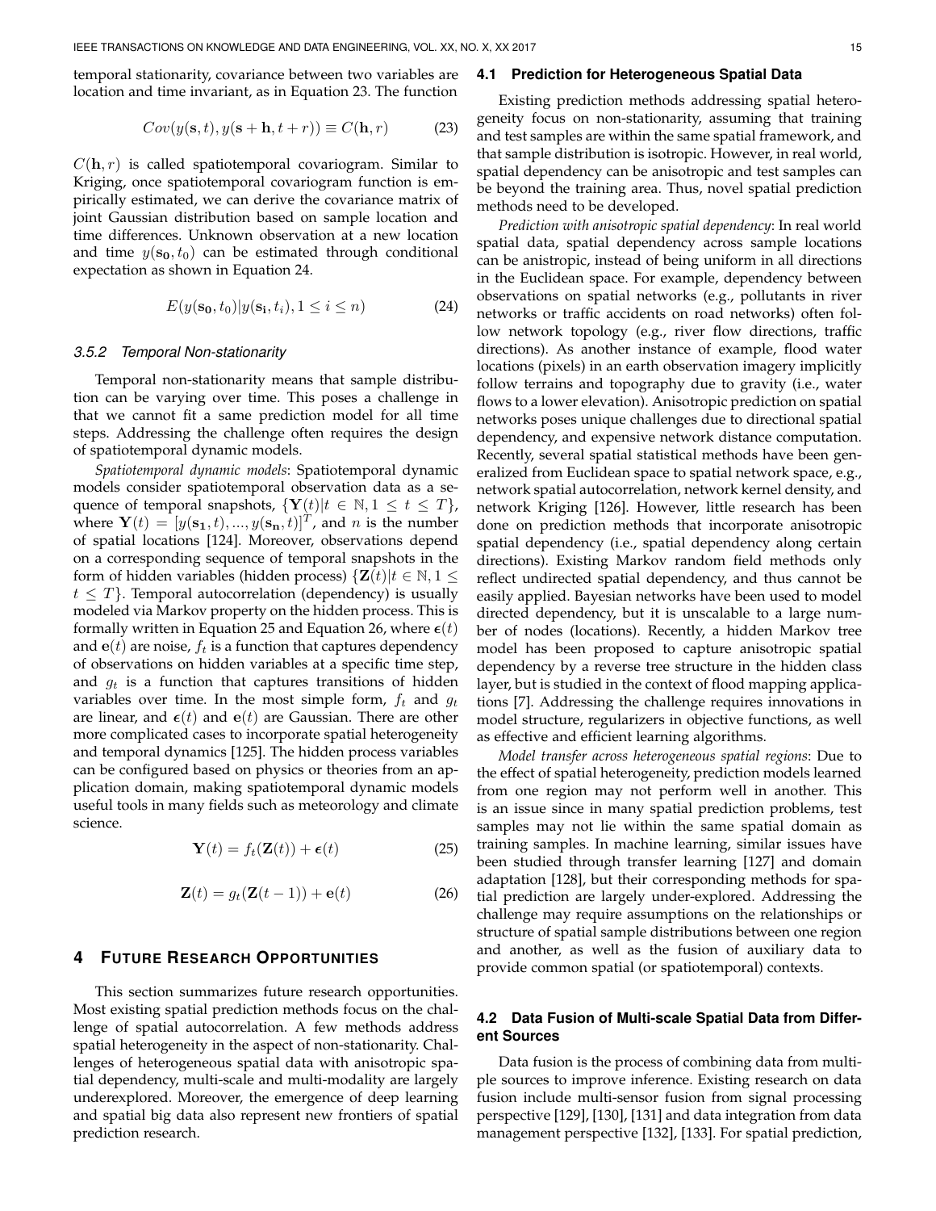temporal stationarity, covariance between two variables are location and time invariant, as in Equation 23. The function

$$Cov(y(\mathbf{s},t), y(\mathbf{s}+\mathbf{h}, t+r)) \equiv C(\mathbf{h}, r) \tag{23}$$

$C(\mathbf{h}, r)$ is called spatiotemporal covariogram. Similar to Kriging, once spatiotemporal covariogram function is empirically estimated, we can derive the covariance matrix of joint Gaussian distribution based on sample location and time differences. Unknown observation at a new location and time $y(\mathbf{s_0}, t_0)$ can be estimated through conditional expectation as shown in Equation 24.

$$E(y(\mathbf{s_0}, t_0) | y(\mathbf{s_i}, t_i), 1 \leq i \leq n) \tag{24}$$

#### 3.5.2 Temporal Non-stationarity

Temporal non-stationarity means that sample distribution can be varying over time. This poses a challenge in that we cannot fit a same prediction model for all time steps. Addressing the challenge often requires the design of spatiotemporal dynamic models.

*Spatiotemporal dynamic models*: Spatiotemporal dynamic models consider spatiotemporal observation data as a sequence of temporal snapshots, $\{\mathbf{Y}(t) | t \in \mathbb{N}, 1 \leq t \leq T\}$, where $\mathbf{Y}(t) = [y(\mathbf{s_1}, t), ..., y(\mathbf{s_n}, t)]^T$, and $n$ is the number of spatial locations [124]. Moreover, observations depend on a corresponding sequence of temporal snapshots in the form of hidden variables (hidden process) $\{\mathbf{Z}(t) | t \in \mathbb{N}, 1 \leq t \leq T\}$. Temporal autocorrelation (dependency) is usually modeled via Markov property on the hidden process. This is formally written in Equation 25 and Equation 26, where $\boldsymbol{\epsilon}(t)$ and $\mathbf{e}(t)$ are noise, $f_t$ is a function that captures dependency of observations on hidden variables at a specific time step, and $g_t$ is a function that captures transitions of hidden variables over time. In the most simple form, $f_t$ and $g_t$ are linear, and $\boldsymbol{\epsilon}(t)$ and $\mathbf{e}(t)$ are Gaussian. There are other more complicated cases to incorporate spatial heterogeneity and temporal dynamics [125]. The hidden process variables can be configured based on physics or theories from an application domain, making spatiotemporal dynamic models useful tools in many fields such as meteorology and climate science.

$$\mathbf{Y}(t) = f_t(\mathbf{Z}(t)) + \boldsymbol{\epsilon}(t) \tag{25}$$

$$\mathbf{Z}(t) = g_t(\mathbf{Z}(t-1)) + \mathbf{e}(t) \tag{26}$$

## 4 Future Research Opportunities

This section summarizes future research opportunities. Most existing spatial prediction methods focus on the challenge of spatial autocorrelation. A few methods address spatial heterogeneity in the aspect of non-stationarity. Challenges of heterogeneous spatial data with anisotropic spatial dependency, multi-scale and multi-modality are largely underexplored. Moreover, the emergence of deep learning and spatial big data also represent new frontiers of spatial prediction research.

### 4.1 Prediction for Heterogeneous Spatial Data

Existing prediction methods addressing spatial heterogeneity focus on non-stationarity, assuming that training and test samples are within the same spatial framework, and that sample distribution is isotropic. However, in real world, spatial dependency can be anisotropic and test samples can be beyond the training area. Thus, novel spatial prediction methods need to be developed.

*Prediction with anisotropic spatial dependency*: In real world spatial data, spatial dependency across sample locations can be anistropic, instead of being uniform in all directions in the Euclidean space. For example, dependency between observations on spatial networks (e.g., pollutants in river networks or traffic accidents on road networks) often follow network topology (e.g., river flow directions, traffic directions). As another instance of example, flood water locations (pixels) in an earth observation imagery implicitly follow terrains and topography due to gravity (i.e., water flows to a lower elevation). Anisotropic prediction on spatial networks poses unique challenges due to directional spatial dependency, and expensive network distance computation. Recently, several spatial statistical methods have been generalized from Euclidean space to spatial network space, e.g., network spatial autocorrelation, network kernel density, and network Kriging [126]. However, little research has been done on prediction methods that incorporate anisotropic spatial dependency (i.e., spatial dependency along certain directions). Existing Markov random field methods only reflect undirected spatial dependency, and thus cannot be easily applied. Bayesian networks have been used to model directed dependency, but it is unscalable to a large number of nodes (locations). Recently, a hidden Markov tree model has been proposed to capture anisotropic spatial dependency by a reverse tree structure in the hidden class layer, but is studied in the context of flood mapping applications [7]. Addressing the challenge requires innovations in model structure, regularizers in objective functions, as well as effective and efficient learning algorithms.

*Model transfer across heterogeneous spatial regions*: Due to the effect of spatial heterogeneity, prediction models learned from one region may not perform well in another. This is an issue since in many spatial prediction problems, test samples may not lie within the same spatial domain as training samples. In machine learning, similar issues have been studied through transfer learning [127] and domain adaptation [128], but their corresponding methods for spatial prediction are largely under-explored. Addressing the challenge may require assumptions on the relationships or structure of spatial sample distributions between one region and another, as well as the fusion of auxiliary data to provide common spatial (or spatiotemporal) contexts.

### 4.2 Data Fusion of Multi-scale Spatial Data from Different Sources

Data fusion is the process of combining data from multiple sources to improve inference. Existing research on data fusion include multi-sensor fusion from signal processing perspective [129], [130], [131] and data integration from data management perspective [132], [133]. For spatial prediction,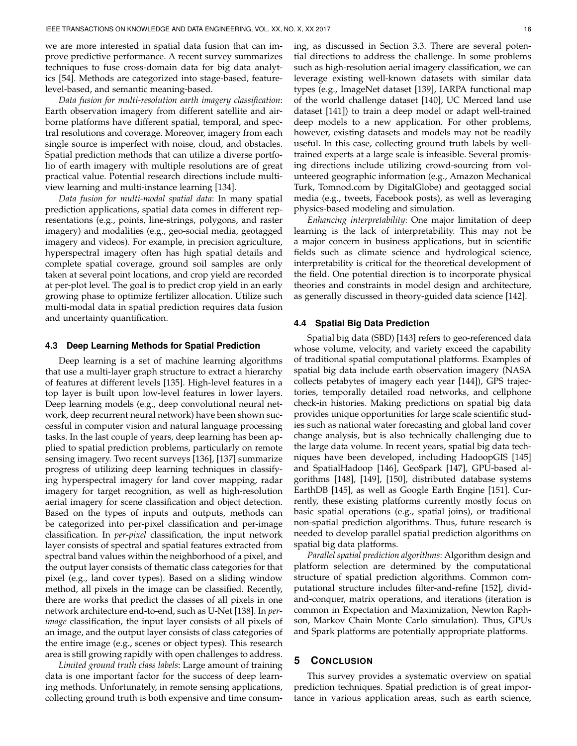we are more interested in spatial data fusion that can improve predictive performance. A recent survey summarizes techniques to fuse cross-domain data for big data analytics [54]. Methods are categorized into stage-based, feature-level-based, and semantic meaning-based.

*Data fusion for multi-resolution earth imagery classification*: Earth observation imagery from different satellite and airborne platforms have different spatial, temporal, and spectral resolutions and coverage. Moreover, imagery from each single source is imperfect with noise, cloud, and obstacles. Spatial prediction methods that can utilize a diverse portfolio of earth imagery with multiple resolutions are of great practical value. Potential research directions include multi-view learning and multi-instance learning [134].

*Data fusion for multi-modal spatial data*: In many spatial prediction applications, spatial data comes in different representations (e.g., points, line-strings, polygons, and raster imagery) and modalities (e.g., geo-social media, geotagged imagery and videos). For example, in precision agriculture, hyperspectral imagery often has high spatial details and complete spatial coverage, ground soil samples are only taken at several point locations, and crop yield are recorded at per-plot level. The goal is to predict crop yield in an early growing phase to optimize fertilizer allocation. Utilize such multi-modal data in spatial prediction requires data fusion and uncertainty quantification.

### 4.3 Deep Learning Methods for Spatial Prediction

Deep learning is a set of machine learning algorithms that use a multi-layer graph structure to extract a hierarchy of features at different levels [135]. High-level features in a top layer is built upon low-level features in lower layers. Deep learning models (e.g., deep convolutional neural network, deep recurrent neural network) have been shown successful in computer vision and natural language processing tasks. In the last couple of years, deep learning has been applied to spatial prediction problems, particularly on remote sensing imagery. Two recent surveys [136], [137] summarize progress of utilizing deep learning techniques in classifying hyperspectral imagery for land cover mapping, radar imagery for target recognition, as well as high-resolution aerial imagery for scene classification and object detection. Based on the types of inputs and outputs, methods can be categorized into per-pixel classification and per-image classification. In *per-pixel* classification, the input network layer consists of spectral and spatial features extracted from spectral band values within the neighborhood of a pixel, and the output layer consists of thematic class categories for that pixel (e.g., land cover types). Based on a sliding window method, all pixels in the image can be classified. Recently, there are works that predict the classes of all pixels in one network architecture end-to-end, such as U-Net [138]. In *per-image* classification, the input layer consists of all pixels of an image, and the output layer consists of class categories of the entire image (e.g., scenes or object types). This research area is still growing rapidly with open challenges to address.

*Limited ground truth class labels*: Large amount of training data is one important factor for the success of deep learning methods. Unfortunately, in remote sensing applications, collecting ground truth is both expensive and time consuming, as discussed in Section 3.3. There are several potential directions to address the challenge. In some problems such as high-resolution aerial imagery classification, we can leverage existing well-known datasets with similar data types (e.g., ImageNet dataset [139], IARPA functional map of the world challenge dataset [140], UC Merced land use dataset [141]) to train a deep model or adapt well-trained deep models to a new application. For other problems, however, existing datasets and models may not be readily useful. In this case, collecting ground truth labels by well-trained experts at a large scale is infeasible. Several promising directions include utilizing crowd-sourcing from volunteered geographic information (e.g., Amazon Mechanical Turk, Tomnod.com by DigitalGlobe) and geotagged social media (e.g., tweets, Facebook posts), as well as leveraging physics-based modeling and simulation.

*Enhancing interpretability*: One major limitation of deep learning is the lack of interpretability. This may not be a major concern in business applications, but in scientific fields such as climate science and hydrological science, interpretability is critical for the theoretical development of the field. One potential direction is to incorporate physical theories and constraints in model design and architecture, as generally discussed in theory-guided data science [142].

### 4.4 Spatial Big Data Prediction

Spatial big data (SBD) [143] refers to geo-referenced data whose volume, velocity, and variety exceed the capability of traditional spatial computational platforms. Examples of spatial big data include earth observation imagery (NASA collects petabytes of imagery each year [144]), GPS trajectories, temporally detailed road networks, and cellphone check-in histories. Making predictions on spatial big data provides unique opportunities for large scale scientific studies such as national water forecasting and global land cover change analysis, but is also technically challenging due to the large data volume. In recent years, spatial big data techniques have been developed, including HadoopGIS [145] and SpatialHadoop [146], GeoSpark [147], GPU-based algorithms [148], [149], [150], distributed database systems EarthDB [145], as well as Google Earth Engine [151]. Currently, these existing platforms currently mostly focus on basic spatial operations (e.g., spatial joins), or traditional non-spatial prediction algorithms. Thus, future research is needed to develop parallel spatial prediction algorithms on spatial big data platforms.

*Parallel spatial prediction algorithms*: Algorithm design and platform selection are determined by the computational structure of spatial prediction algorithms. Common computational structure includes filter-and-refine [152], divid-and-conquer, matrix operations, and iterations (iteration is common in Expectation and Maximization, Newton Raphson, Markov Chain Monte Carlo simulation). Thus, GPUs and Spark platforms are potentially appropriate platforms.

## 5 Conclusion

This survey provides a systematic overview on spatial prediction techniques. Spatial prediction is of great importance in various application areas, such as earth science,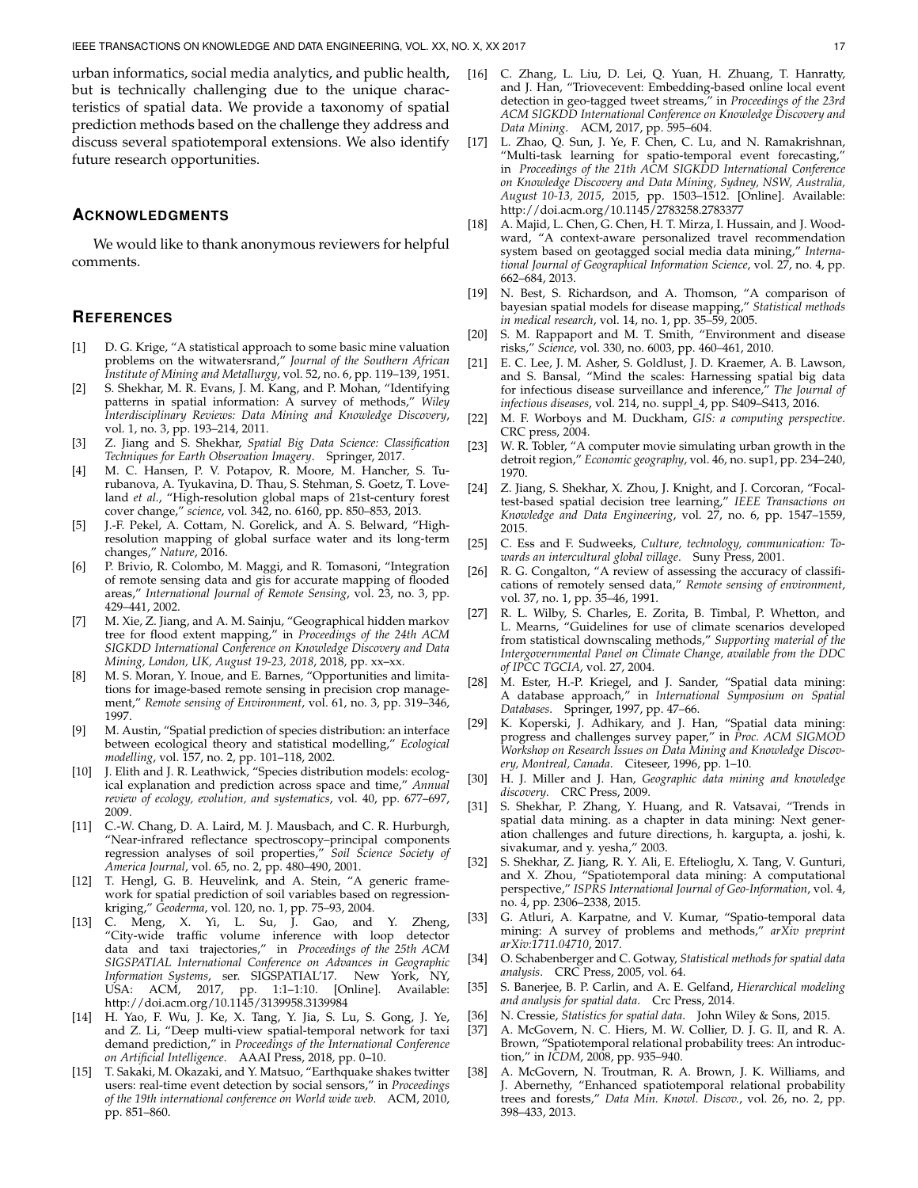urban informatics, social media analytics, and public health, but is technically challenging due to the unique characteristics of spatial data. We provide a taxonomy of spatial prediction methods based on the challenge they address and discuss several spatiotemporal extensions. We also identify future research opportunities.

## Acknowledgments

We would like to thank anonymous reviewers for helpful comments.

## References

[1] D. G. Krige, "A statistical approach to some basic mine valuation problems on the witwatersrand," *Journal of the Southern African Institute of Mining and Metallurgy*, vol. 52, no. 6, pp. 119–139, 1951.

[2] S. Shekhar, M. R. Evans, J. M. Kang, and P. Mohan, "Identifying patterns in spatial information: A survey of methods," *Wiley Interdisciplinary Reviews: Data Mining and Knowledge Discovery*, vol. 1, no. 3, pp. 193–214, 2011.

[3] Z. Jiang and S. Shekhar, *Spatial Big Data Science: Classification Techniques for Earth Observation Imagery*. Springer, 2017.

[4] M. C. Hansen, P. V. Potapov, R. Moore, M. Hancher, S. Turubanova, A. Tyukavina, D. Thau, S. Stehman, S. Goetz, T. Loveland *et al.*, "High-resolution global maps of 21st-century forest cover change," *science*, vol. 342, no. 6160, pp. 850–853, 2013.

[5] J.-F. Pekel, A. Cottam, N. Gorelick, and A. S. Belward, "High-resolution mapping of global surface water and its long-term changes," *Nature*, 2016.

[6] P. Brivio, R. Colombo, M. Maggi, and R. Tomasoni, "Integration of remote sensing data and gis for accurate mapping of flooded areas," *International Journal of Remote Sensing*, vol. 23, no. 3, pp. 429–441, 2002.

[7] M. Xie, Z. Jiang, and A. M. Sainju, "Geographical hidden markov tree for flood extent mapping," in *Proceedings of the 24th ACM SIGKDD International Conference on Knowledge Discovery and Data Mining, London, UK, August 19-23, 2018*, 2018, pp. xx–xx.

[8] M. S. Moran, Y. Inoue, and E. Barnes, "Opportunities and limitations for image-based remote sensing in precision crop management," *Remote sensing of Environment*, vol. 61, no. 3, pp. 319–346, 1997.

[9] M. Austin, "Spatial prediction of species distribution: an interface between ecological theory and statistical modelling," *Ecological modelling*, vol. 157, no. 2, pp. 101–118, 2002.

[10] J. Elith and J. R. Leathwick, "Species distribution models: ecological explanation and prediction across space and time," *Annual review of ecology, evolution, and systematics*, vol. 40, pp. 677–697, 2009.

[11] C.-W. Chang, D. A. Laird, M. J. Mausbach, and C. R. Hurburgh, "Near-infrared reflectance spectroscopy–principal components regression analyses of soil properties," *Soil Science Society of America Journal*, vol. 65, no. 2, pp. 480–490, 2001.

[12] T. Hengl, G. B. Heuvelink, and A. Stein, "A generic framework for spatial prediction of soil variables based on regression-kriging," *Geoderma*, vol. 120, no. 1, pp. 75–93, 2004.

[13] C. Meng, X. Yi, L. Su, J. Gao, and Y. Zheng, "City-wide traffic volume inference with loop detector data and taxi trajectories," in *Proceedings of the 25th ACM SIGSPATIAL International Conference on Advances in Geographic Information Systems*, ser. SIGSPATIAL'17. New York, NY, USA: ACM, 2017, pp. 1:1–1:10. [Online]. Available: http://doi.acm.org/10.1145/3139958.3139984

[14] H. Yao, F. Wu, J. Ke, X. Tang, Y. Jia, S. Lu, S. Gong, J. Ye, and Z. Li, "Deep multi-view spatial-temporal network for taxi demand prediction," in *Proceedings of the International Conference on Artificial Intelligence*. AAAI Press, 2018, pp. 0–10.

[15] T. Sakaki, M. Okazaki, and Y. Matsuo, "Earthquake shakes twitter users: real-time event detection by social sensors," in *Proceedings of the 19th international conference on World wide web*. ACM, 2010, pp. 851–860.

[16] C. Zhang, L. Liu, D. Lei, Q. Yuan, H. Zhuang, T. Hanratty, and J. Han, "Triovecevent: Embedding-based online local event detection in geo-tagged tweet streams," in *Proceedings of the 23rd ACM SIGKDD International Conference on Knowledge Discovery and Data Mining*. ACM, 2017, pp. 595–604.

[17] L. Zhao, Q. Sun, J. Ye, F. Chen, C. Lu, and N. Ramakrishnan, "Multi-task learning for spatio-temporal event forecasting," in *Proceedings of the 21th ACM SIGKDD International Conference on Knowledge Discovery and Data Mining, Sydney, NSW, Australia, August 10-13, 2015*, 2015, pp. 1503–1512. [Online]. Available: http://doi.acm.org/10.1145/2783258.2783377

[18] A. Majid, L. Chen, G. Chen, H. T. Mirza, I. Hussain, and J. Woodward, "A context-aware personalized travel recommendation system based on geotagged social media data mining," *International Journal of Geographical Information Science*, vol. 27, no. 4, pp. 662–684, 2013.

[19] N. Best, S. Richardson, and A. Thomson, "A comparison of bayesian spatial models for disease mapping," *Statistical methods in medical research*, vol. 14, no. 1, pp. 35–59, 2005.

[20] S. M. Rappaport and M. T. Smith, "Environment and disease risks," *Science*, vol. 330, no. 6003, pp. 460–461, 2010.

[21] E. C. Lee, J. M. Asher, S. Goldlust, J. D. Kraemer, A. B. Lawson, and S. Bansal, "Mind the scales: Harnessing spatial big data for infectious disease surveillance and inference," *The Journal of infectious diseases*, vol. 214, no. suppl_4, pp. S409–S413, 2016.

[22] M. F. Worboys and M. Duckham, *GIS: a computing perspective*. CRC press, 2004.

[23] W. R. Tobler, "A computer movie simulating urban growth in the detroit region," *Economic geography*, vol. 46, no. sup1, pp. 234–240, 1970.

[24] Z. Jiang, S. Shekhar, X. Zhou, J. Knight, and J. Corcoran, "Focal-test-based spatial decision tree learning," *IEEE Transactions on Knowledge and Data Engineering*, vol. 27, no. 6, pp. 1547–1559, 2015.

[25] C. Ess and F. Sudweeks, *Culture, technology, communication: Towards an intercultural global village*. Suny Press, 2001.

[26] R. G. Congalton, "A review of assessing the accuracy of classifications of remotely sensed data," *Remote sensing of environment*, vol. 37, no. 1, pp. 35–46, 1991.

[27] R. L. Wilby, S. Charles, E. Zorita, B. Timbal, P. Whetton, and L. Mearns, "Guidelines for use of climate scenarios developed from statistical downscaling methods," *Supporting material of the Intergovernmental Panel on Climate Change, available from the DDC of IPCC TGCIA*, vol. 27, 2004.

[28] M. Ester, H.-P. Kriegel, and J. Sander, "Spatial data mining: A database approach," in *International Symposium on Spatial Databases*. Springer, 1997, pp. 47–66.

[29] K. Koperski, J. Adhikary, and J. Han, "Spatial data mining: progress and challenges survey paper," in *Proc. ACM SIGMOD Workshop on Research Issues on Data Mining and Knowledge Discovery, Montreal, Canada*. Citeseer, 1996, pp. 1–10.

[30] H. J. Miller and J. Han, *Geographic data mining and knowledge discovery*. CRC Press, 2009.

[31] S. Shekhar, P. Zhang, Y. Huang, and R. Vatsavai, "Trends in spatial data mining. as a chapter in data mining: Next generation challenges and future directions, h. kargupta, a. joshi, k. sivakumar, and y. yesha," 2003.

[32] S. Shekhar, Z. Jiang, R. Y. Ali, E. Eftelioglu, X. Tang, V. Gunturi, and X. Zhou, "Spatiotemporal data mining: A computational perspective," *ISPRS International Journal of Geo-Information*, vol. 4, no. 4, pp. 2306–2338, 2015.

[33] G. Atluri, A. Karpatne, and V. Kumar, "Spatio-temporal data mining: A survey of problems and methods," *arXiv preprint arXiv:1711.04710*, 2017.

[34] O. Schabenberger and C. Gotway, *Statistical methods for spatial data analysis*. CRC Press, 2005, vol. 64.

[35] S. Banerjee, B. P. Carlin, and A. E. Gelfand, *Hierarchical modeling and analysis for spatial data*. Crc Press, 2014.

[36] N. Cressie, *Statistics for spatial data*. John Wiley & Sons, 2015.

[37] A. McGovern, N. C. Hiers, M. W. Collier, D. J. G. II, and R. A. Brown, "Spatiotemporal relational probability trees: An introduction," in *ICDM*, 2008, pp. 935–940.

[38] A. McGovern, N. Troutman, R. A. Brown, J. K. Williams, and J. Abernethy, "Enhanced spatiotemporal relational probability trees and forests," *Data Min. Knowl. Discov.*, vol. 26, no. 2, pp. 398–433, 2013.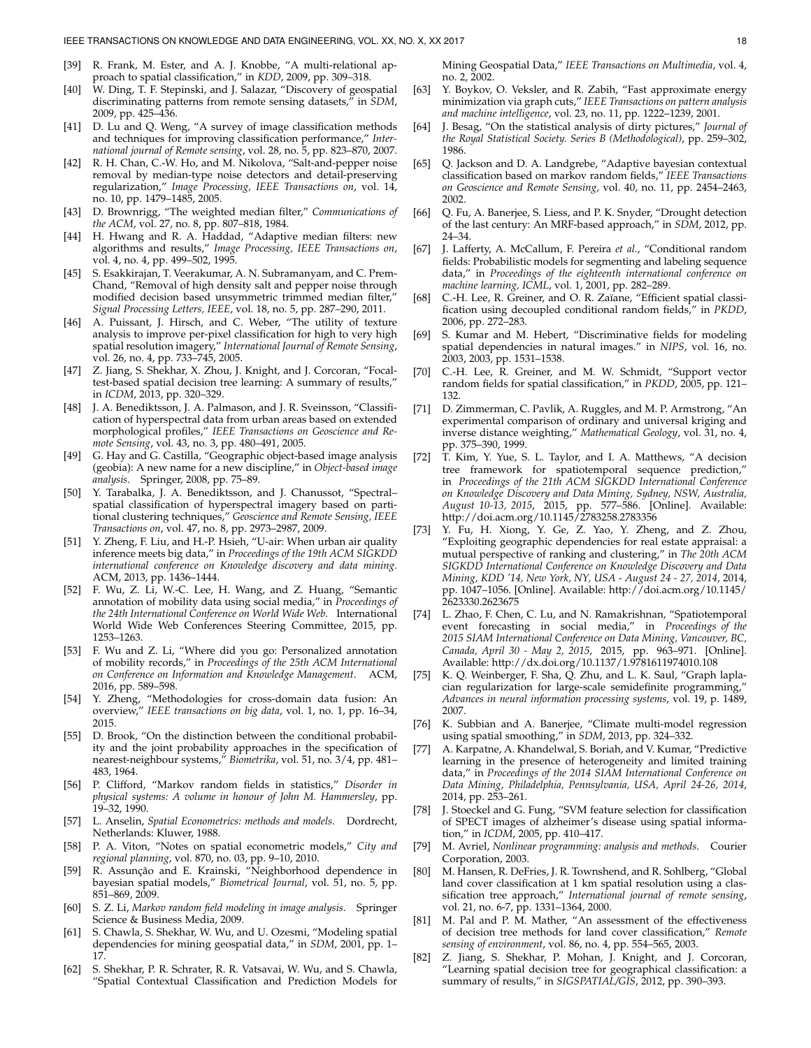[39] R. Frank, M. Ester, and A. J. Knobbe, "A multi-relational approach to spatial classification," in *KDD*, 2009, pp. 309–318.

[40] W. Ding, T. F. Stepinski, and J. Salazar, "Discovery of geospatial discriminating patterns from remote sensing datasets," in *SDM*, 2009, pp. 425–436.

[41] D. Lu and Q. Weng, "A survey of image classification methods and techniques for improving classification performance," *International journal of Remote sensing*, vol. 28, no. 5, pp. 823–870, 2007.

[42] R. H. Chan, C.-W. Ho, and M. Nikolova, "Salt-and-pepper noise removal by median-type noise detectors and detail-preserving regularization," *Image Processing, IEEE Transactions on*, vol. 14, no. 10, pp. 1479–1485, 2005.

[43] D. Brownrigg, "The weighted median filter," *Communications of the ACM*, vol. 27, no. 8, pp. 807–818, 1984.

[44] H. Hwang and R. A. Haddad, "Adaptive median filters: new algorithms and results," *Image Processing, IEEE Transactions on*, vol. 4, no. 4, pp. 499–502, 1995.

[45] S. Esakkirajan, T. Veerakumar, A. N. Subramanyam, and C. PremChand, "Removal of high density salt and pepper noise through modified decision based unsymmetric trimmed median filter," *Signal Processing Letters, IEEE*, vol. 18, no. 5, pp. 287–290, 2011.

[46] A. Puissant, J. Hirsch, and C. Weber, "The utility of texture analysis to improve per-pixel classification for high to very high spatial resolution imagery," *International Journal of Remote Sensing*, vol. 26, no. 4, pp. 733–745, 2005.

[47] Z. Jiang, S. Shekhar, X. Zhou, J. Knight, and J. Corcoran, "Focal-test-based spatial decision tree learning: A summary of results," in *ICDM*, 2013, pp. 320–329.

[48] J. A. Benediktsson, J. A. Palmason, and J. R. Sveinsson, "Classification of hyperspectral data from urban areas based on extended morphological profiles," *IEEE Transactions on Geoscience and Remote Sensing*, vol. 43, no. 3, pp. 480–491, 2005.

[49] G. Hay and G. Castilla, "Geographic object-based image analysis (geobia): A new name for a new discipline," in *Object-based image analysis*. Springer, 2008, pp. 75–89.

[50] Y. Tarabalka, J. A. Benediktsson, and J. Chanussot, "Spectral–spatial classification of hyperspectral imagery based on partitional clustering techniques," *Geoscience and Remote Sensing, IEEE Transactions on*, vol. 47, no. 8, pp. 2973–2987, 2009.

[51] Y. Zheng, F. Liu, and H.-P. Hsieh, "U-air: When urban air quality inference meets big data," in *Proceedings of the 19th ACM SIGKDD international conference on Knowledge discovery and data mining*. ACM, 2013, pp. 1436–1444.

[52] F. Wu, Z. Li, W.-C. Lee, H. Wang, and Z. Huang, "Semantic annotation of mobility data using social media," in *Proceedings of the 24th International Conference on World Wide Web*. International World Wide Web Conferences Steering Committee, 2015, pp. 1253–1263.

[53] F. Wu and Z. Li, "Where did you go: Personalized annotation of mobility records," in *Proceedings of the 25th ACM International on Conference on Information and Knowledge Management*. ACM, 2016, pp. 589–598.

[54] Y. Zheng, "Methodologies for cross-domain data fusion: An overview," *IEEE transactions on big data*, vol. 1, no. 1, pp. 16–34, 2015.

[55] D. Brook, "On the distinction between the conditional probability and the joint probability approaches in the specification of nearest-neighbour systems," *Biometrika*, vol. 51, no. 3/4, pp. 481–483, 1964.

[56] P. Clifford, "Markov random fields in statistics," *Disorder in physical systems: A volume in honour of John M. Hammersley*, pp. 19–32, 1990.

[57] L. Anselin, *Spatial Econometrics: methods and models*. Dordrecht, Netherlands: Kluwer, 1988.

[58] P. A. Viton, "Notes on spatial econometric models," *City and regional planning*, vol. 870, no. 03, pp. 9–10, 2010.

[59] R. Assunção and E. Krainski, "Neighborhood dependence in bayesian spatial models," *Biometrical Journal*, vol. 51, no. 5, pp. 851–869, 2009.

[60] S. Z. Li, *Markov random field modeling in image analysis*. Springer Science & Business Media, 2009.

[61] S. Chawla, S. Shekhar, W. Wu, and U. Ozesmi, "Modeling spatial dependencies for mining geospatial data," in *SDM*, 2001, pp. 1–17.

[62] S. Shekhar, P. R. Schrater, R. R. Vatsavai, W. Wu, and S. Chawla, "Spatial Contextual Classification and Prediction Models for Mining Geospatial Data," *IEEE Transactions on Multimedia*, vol. 4, no. 2, 2002.

[63] Y. Boykov, O. Veksler, and R. Zabih, "Fast approximate energy minimization via graph cuts," *IEEE Transactions on pattern analysis and machine intelligence*, vol. 23, no. 11, pp. 1222–1239, 2001.

[64] J. Besag, "On the statistical analysis of dirty pictures," *Journal of the Royal Statistical Society. Series B (Methodological)*, pp. 259–302, 1986.

[65] Q. Jackson and D. A. Landgrebe, "Adaptive bayesian contextual classification based on markov random fields," *IEEE Transactions on Geoscience and Remote Sensing*, vol. 40, no. 11, pp. 2454–2463, 2002.

[66] Q. Fu, A. Banerjee, S. Liess, and P. K. Snyder, "Drought detection of the last century: An MRF-based approach," in *SDM*, 2012, pp. 24–34.

[67] J. Lafferty, A. McCallum, F. Pereira *et al.*, "Conditional random fields: Probabilistic models for segmenting and labeling sequence data," in *Proceedings of the eighteenth international conference on machine learning, ICML*, vol. 1, 2001, pp. 282–289.

[68] C.-H. Lee, R. Greiner, and O. R. Zaïane, "Efficient spatial classification using decoupled conditional random fields," in *PKDD*, 2006, pp. 272–283.

[69] S. Kumar and M. Hebert, "Discriminative fields for modeling spatial dependencies in natural images." in *NIPS*, vol. 16, no. 2003, 2003, pp. 1531–1538.

[70] C.-H. Lee, R. Greiner, and M. W. Schmidt, "Support vector random fields for spatial classification," in *PKDD*, 2005, pp. 121–132.

[71] D. Zimmerman, C. Pavlik, A. Ruggles, and M. P. Armstrong, "An experimental comparison of ordinary and universal kriging and inverse distance weighting," *Mathematical Geology*, vol. 31, no. 4, pp. 375–390, 1999.

[72] T. Kim, Y. Yue, S. L. Taylor, and I. A. Matthews, "A decision tree framework for spatiotemporal sequence prediction," in *Proceedings of the 21th ACM SIGKDD International Conference on Knowledge Discovery and Data Mining, Sydney, NSW, Australia, August 10-13, 2015*, 2015, pp. 577–586. [Online]. Available: http://doi.acm.org/10.1145/2783258.2783356

[73] Y. Fu, H. Xiong, Y. Ge, Z. Yao, Y. Zheng, and Z. Zhou, "Exploiting geographic dependencies for real estate appraisal: a mutual perspective of ranking and clustering," in *The 20th ACM SIGKDD International Conference on Knowledge Discovery and Data Mining, KDD '14, New York, NY, USA - August 24 - 27, 2014*, 2014, pp. 1047–1056. [Online]. Available: http://doi.acm.org/10.1145/2623330.2623675

[74] L. Zhao, F. Chen, C. Lu, and N. Ramakrishnan, "Spatiotemporal event forecasting in social media," in *Proceedings of the 2015 SIAM International Conference on Data Mining, Vancouver, BC, Canada, April 30 - May 2, 2015*, 2015, pp. 963–971. [Online]. Available: http://dx.doi.org/10.1137/1.9781611974010.108

[75] K. Q. Weinberger, F. Sha, Q. Zhu, and L. K. Saul, "Graph laplacian regularization for large-scale semidefinite programming," *Advances in neural information processing systems*, vol. 19, p. 1489, 2007.

[76] K. Subbian and A. Banerjee, "Climate multi-model regression using spatial smoothing," in *SDM*, 2013, pp. 324–332.

[77] A. Karpatne, A. Khandelwal, S. Boriah, and V. Kumar, "Predictive learning in the presence of heterogeneity and limited training data," in *Proceedings of the 2014 SIAM International Conference on Data Mining, Philadelphia, Pennsylvania, USA, April 24-26, 2014*, 2014, pp. 253–261.

[78] J. Stoeckel and G. Fung, "SVM feature selection for classification of SPECT images of alzheimer's disease using spatial information," in *ICDM*, 2005, pp. 410–417.

[79] M. Avriel, *Nonlinear programming: analysis and methods*. Courier Corporation, 2003.

[80] M. Hansen, R. DeFries, J. R. Townshend, and R. Sohlberg, "Global land cover classification at 1 km spatial resolution using a classification tree approach," *International journal of remote sensing*, vol. 21, no. 6-7, pp. 1331–1364, 2000.

[81] M. Pal and P. M. Mather, "An assessment of the effectiveness of decision tree methods for land cover classification," *Remote sensing of environment*, vol. 86, no. 4, pp. 554–565, 2003.

[82] Z. Jiang, S. Shekhar, P. Mohan, J. Knight, and J. Corcoran, "Learning spatial decision tree for geographical classification: a summary of results," in *SIGSPATIAL/GIS*, 2012, pp. 390–393.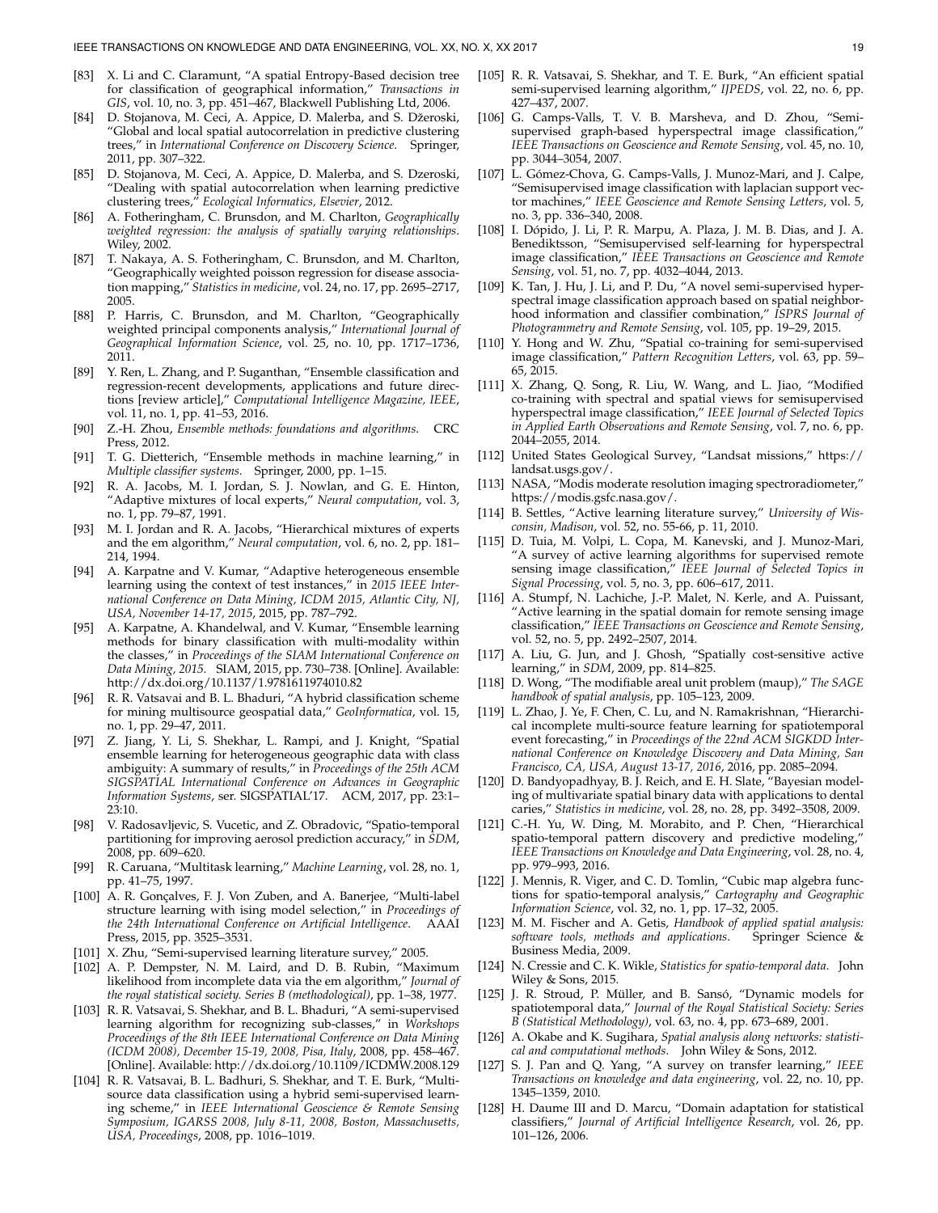[83] X. Li and C. Claramunt, "A spatial Entropy-Based decision tree for classification of geographical information," *Transactions in GIS*, vol. 10, no. 3, pp. 451–467, Blackwell Publishing Ltd, 2006.

[84] D. Stojanova, M. Ceci, A. Appice, D. Malerba, and S. Džeroski, "Global and local spatial autocorrelation in predictive clustering trees," in *International Conference on Discovery Science*. Springer, 2011, pp. 307–322.

[85] D. Stojanova, M. Ceci, A. Appice, D. Malerba, and S. Dzeroski, "Dealing with spatial autocorrelation when learning predictive clustering trees," *Ecological Informatics, Elsevier*, 2012.

[86] A. Fotheringham, C. Brunsdon, and M. Charlton, *Geographically weighted regression: the analysis of spatially varying relationships*. Wiley, 2002.

[87] T. Nakaya, A. S. Fotheringham, C. Brunsdon, and M. Charlton, "Geographically weighted poisson regression for disease association mapping," *Statistics in medicine*, vol. 24, no. 17, pp. 2695–2717, 2005.

[88] P. Harris, C. Brunsdon, and M. Charlton, "Geographically weighted principal components analysis," *International Journal of Geographical Information Science*, vol. 25, no. 10, pp. 1717–1736, 2011.

[89] Y. Ren, L. Zhang, and P. Suganthan, "Ensemble classification and regression-recent developments, applications and future directions [review article]," *Computational Intelligence Magazine, IEEE*, vol. 11, no. 1, pp. 41–53, 2016.

[90] Z.-H. Zhou, *Ensemble methods: foundations and algorithms*. CRC Press, 2012.

[91] T. G. Dietterich, "Ensemble methods in machine learning," in *Multiple classifier systems*. Springer, 2000, pp. 1–15.

[92] R. A. Jacobs, M. I. Jordan, S. J. Nowlan, and G. E. Hinton, "Adaptive mixtures of local experts," *Neural computation*, vol. 3, no. 1, pp. 79–87, 1991.

[93] M. I. Jordan and R. A. Jacobs, "Hierarchical mixtures of experts and the em algorithm," *Neural computation*, vol. 6, no. 2, pp. 181–214, 1994.

[94] A. Karpatne and V. Kumar, "Adaptive heterogeneous ensemble learning using the context of test instances," in *2015 IEEE International Conference on Data Mining, ICDM 2015, Atlantic City, NJ, USA, November 14-17, 2015*, 2015, pp. 787–792.

[95] A. Karpatne, A. Khandelwal, and V. Kumar, "Ensemble learning methods for binary classification with multi-modality within the classes," in *Proceedings of the SIAM International Conference on Data Mining, 2015*. SIAM, 2015, pp. 730–738. [Online]. Available: http://dx.doi.org/10.1137/1.9781611974010.82

[96] R. R. Vatsavai and B. L. Bhaduri, "A hybrid classification scheme for mining multisource geospatial data," *GeoInformatica*, vol. 15, no. 1, pp. 29–47, 2011.

[97] Z. Jiang, Y. Li, S. Shekhar, L. Rampi, and J. Knight, "Spatial ensemble learning for heterogeneous geographic data with class ambiguity: A summary of results," in *Proceedings of the 25th ACM SIGSPATIAL International Conference on Advances in Geographic Information Systems*, ser. SIGSPATIAL'17. ACM, 2017, pp. 23:1–23:10.

[98] V. Radosavljevic, S. Vucetic, and Z. Obradovic, "Spatio-temporal partitioning for improving aerosol prediction accuracy," in *SDM*, 2008, pp. 609–620.

[99] R. Caruana, "Multitask learning," *Machine Learning*, vol. 28, no. 1, pp. 41–75, 1997.

[100] A. R. Gonçalves, F. J. Von Zuben, and A. Banerjee, "Multi-label structure learning with ising model selection," in *Proceedings of the 24th International Conference on Artificial Intelligence*. AAAI Press, 2015, pp. 3525–3531.

[101] X. Zhu, "Semi-supervised learning literature survey," 2005.

[102] A. P. Dempster, N. M. Laird, and D. B. Rubin, "Maximum likelihood from incomplete data via the em algorithm," *Journal of the royal statistical society. Series B (methodological)*, pp. 1–38, 1977.

[103] R. R. Vatsavai, S. Shekhar, and B. L. Bhaduri, "A semi-supervised learning algorithm for recognizing sub-classes," in *Workshops Proceedings of the 8th IEEE International Conference on Data Mining (ICDM 2008), December 15-19, 2008, Pisa, Italy*, 2008, pp. 458–467. [Online]. Available: http://dx.doi.org/10.1109/ICDMW.2008.129

[104] R. R. Vatsavai, B. L. Badhuri, S. Shekhar, and T. E. Burk, "Multi-source data classification using a hybrid semi-supervised learning scheme," in *IEEE International Geoscience & Remote Sensing Symposium, IGARSS 2008, July 8-11, 2008, Boston, Massachusetts, USA, Proceedings*, 2008, pp. 1016–1019.

[105] R. R. Vatsavai, S. Shekhar, and T. E. Burk, "An efficient spatial semi-supervised learning algorithm," *IJPEDS*, vol. 22, no. 6, pp. 427–437, 2007.

[106] G. Camps-Valls, T. V. B. Marsheva, and D. Zhou, "Semi-supervised graph-based hyperspectral image classification," *IEEE Transactions on Geoscience and Remote Sensing*, vol. 45, no. 10, pp. 3044–3054, 2007.

[107] L. Gómez-Chova, G. Camps-Valls, J. Munoz-Mari, and J. Calpe, "Semisupervised image classification with laplacian support vector machines," *IEEE Geoscience and Remote Sensing Letters*, vol. 5, no. 3, pp. 336–340, 2008.

[108] I. Dópido, J. Li, P. R. Marpu, A. Plaza, J. M. B. Dias, and J. A. Benediktsson, "Semisupervised self-learning for hyperspectral image classification," *IEEE Transactions on Geoscience and Remote Sensing*, vol. 51, no. 7, pp. 4032–4044, 2013.

[109] K. Tan, J. Hu, J. Li, and P. Du, "A novel semi-supervised hyperspectral image classification approach based on spatial neighborhood information and classifier combination," *ISPRS Journal of Photogrammetry and Remote Sensing*, vol. 105, pp. 19–29, 2015.

[110] Y. Hong and W. Zhu, "Spatial co-training for semi-supervised image classification," *Pattern Recognition Letters*, vol. 63, pp. 59–65, 2015.

[111] X. Zhang, Q. Song, R. Liu, W. Wang, and L. Jiao, "Modified co-training with spectral and spatial views for semisupervised hyperspectral image classification," *IEEE Journal of Selected Topics in Applied Earth Observations and Remote Sensing*, vol. 7, no. 6, pp. 2044–2055, 2014.

[112] United States Geological Survey, "Landsat missions," https://landsat.usgs.gov/.

[113] NASA, "Modis moderate resolution imaging spectroradiometer," https://modis.gsfc.nasa.gov/.

[114] B. Settles, "Active learning literature survey," *University of Wisconsin, Madison*, vol. 52, no. 55-66, p. 11, 2010.

[115] D. Tuia, M. Volpi, L. Copa, M. Kanevski, and J. Munoz-Mari, "A survey of active learning algorithms for supervised remote sensing image classification," *IEEE Journal of Selected Topics in Signal Processing*, vol. 5, no. 3, pp. 606–617, 2011.

[116] A. Stumpf, N. Lachiche, J.-P. Malet, N. Kerle, and A. Puissant, "Active learning in the spatial domain for remote sensing image classification," *IEEE Transactions on Geoscience and Remote Sensing*, vol. 52, no. 5, pp. 2492–2507, 2014.

[117] A. Liu, G. Jun, and J. Ghosh, "Spatially cost-sensitive active learning," in *SDM*, 2009, pp. 814–825.

[118] D. Wong, "The modifiable areal unit problem (maup)," *The SAGE handbook of spatial analysis*, pp. 105–123, 2009.

[119] L. Zhao, J. Ye, F. Chen, C. Lu, and N. Ramakrishnan, "Hierarchical incomplete multi-source feature learning for spatiotemporal event forecasting," in *Proceedings of the 22nd ACM SIGKDD International Conference on Knowledge Discovery and Data Mining, San Francisco, CA, USA, August 13-17, 2016*, 2016, pp. 2085–2094.

[120] D. Bandyopadhyay, B. J. Reich, and E. H. Slate, "Bayesian modeling of multivariate spatial binary data with applications to dental caries," *Statistics in medicine*, vol. 28, no. 28, pp. 3492–3508, 2009.

[121] C.-H. Yu, W. Ding, M. Morabito, and P. Chen, "Hierarchical spatio-temporal pattern discovery and predictive modeling," *IEEE Transactions on Knowledge and Data Engineering*, vol. 28, no. 4, pp. 979–993, 2016.

[122] J. Mennis, R. Viger, and C. D. Tomlin, "Cubic map algebra functions for spatio-temporal analysis," *Cartography and Geographic Information Science*, vol. 32, no. 1, pp. 17–32, 2005.

[123] M. M. Fischer and A. Getis, *Handbook of applied spatial analysis: software tools, methods and applications*. Springer Science & Business Media, 2009.

[124] N. Cressie and C. K. Wikle, *Statistics for spatio-temporal data*. John Wiley & Sons, 2015.

[125] J. R. Stroud, P. Müller, and B. Sansó, "Dynamic models for spatiotemporal data," *Journal of the Royal Statistical Society: Series B (Statistical Methodology)*, vol. 63, no. 4, pp. 673–689, 2001.

[126] A. Okabe and K. Sugihara, *Spatial analysis along networks: statistical and computational methods*. John Wiley & Sons, 2012.

[127] S. J. Pan and Q. Yang, "A survey on transfer learning," *IEEE Transactions on knowledge and data engineering*, vol. 22, no. 10, pp. 1345–1359, 2010.

[128] H. Daume III and D. Marcu, "Domain adaptation for statistical classifiers," *Journal of Artificial Intelligence Research*, vol. 26, pp. 101–126, 2006.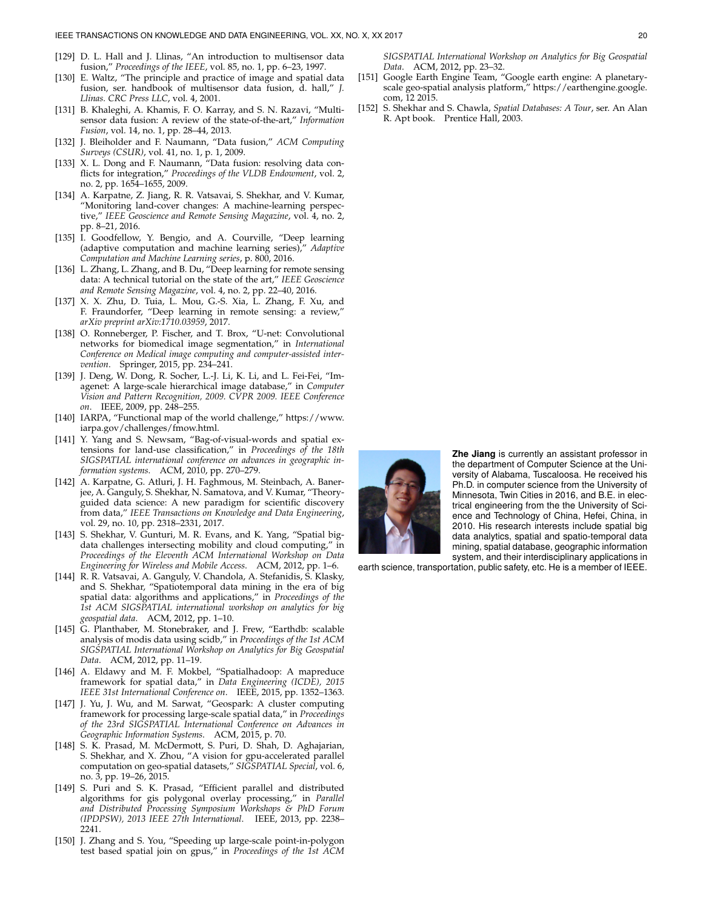[129] D. L. Hall and J. Llinas, "An introduction to multisensor data fusion," *Proceedings of the IEEE*, vol. 85, no. 1, pp. 6–23, 1997.

[130] E. Waltz, "The principle and practice of image and spatial data fusion, ser. handbook of multisensor data fusion, d. hall," *J. Llinas. CRC Press LLC*, vol. 4, 2001.

[131] B. Khaleghi, A. Khamis, F. O. Karray, and S. N. Razavi, "Multisensor data fusion: A review of the state-of-the-art," *Information Fusion*, vol. 14, no. 1, pp. 28–44, 2013.

[132] J. Bleiholder and F. Naumann, "Data fusion," *ACM Computing Surveys (CSUR)*, vol. 41, no. 1, p. 1, 2009.

[133] X. L. Dong and F. Naumann, "Data fusion: resolving data conflicts for integration," *Proceedings of the VLDB Endowment*, vol. 2, no. 2, pp. 1654–1655, 2009.

[134] A. Karpatne, Z. Jiang, R. R. Vatsavai, S. Shekhar, and V. Kumar, "Monitoring land-cover changes: A machine-learning perspective," *IEEE Geoscience and Remote Sensing Magazine*, vol. 4, no. 2, pp. 8–21, 2016.

[135] I. Goodfellow, Y. Bengio, and A. Courville, "Deep learning (adaptive computation and machine learning series)," *Adaptive Computation and Machine Learning series*, p. 800, 2016.

[136] L. Zhang, L. Zhang, and B. Du, "Deep learning for remote sensing data: A technical tutorial on the state of the art," *IEEE Geoscience and Remote Sensing Magazine*, vol. 4, no. 2, pp. 22–40, 2016.

[137] X. X. Zhu, D. Tuia, L. Mou, G.-S. Xia, L. Zhang, F. Xu, and F. Fraundorfer, "Deep learning in remote sensing: a review," *arXiv preprint arXiv:1710.03959*, 2017.

[138] O. Ronneberger, P. Fischer, and T. Brox, "U-net: Convolutional networks for biomedical image segmentation," in *International Conference on Medical image computing and computer-assisted intervention*. Springer, 2015, pp. 234–241.

[139] J. Deng, W. Dong, R. Socher, L.-J. Li, K. Li, and L. Fei-Fei, "Imagenet: A large-scale hierarchical image database," in *Computer Vision and Pattern Recognition, 2009. CVPR 2009. IEEE Conference on*. IEEE, 2009, pp. 248–255.

[140] IARPA, "Functional map of the world challenge," https://www.iarpa.gov/challenges/fmow.html.

[141] Y. Yang and S. Newsam, "Bag-of-visual-words and spatial extensions for land-use classification," in *Proceedings of the 18th SIGSPATIAL international conference on advances in geographic information systems*. ACM, 2010, pp. 270–279.

[142] A. Karpatne, G. Atluri, J. H. Faghmous, M. Steinbach, A. Banerjee, A. Ganguly, S. Shekhar, N. Samatova, and V. Kumar, "Theory-guided data science: A new paradigm for scientific discovery from data," *IEEE Transactions on Knowledge and Data Engineering*, vol. 29, no. 10, pp. 2318–2331, 2017.

[143] S. Shekhar, V. Gunturi, M. R. Evans, and K. Yang, "Spatial big-data challenges intersecting mobility and cloud computing," in *Proceedings of the Eleventh ACM International Workshop on Data Engineering for Wireless and Mobile Access*. ACM, 2012, pp. 1–6.

[144] R. R. Vatsavai, A. Ganguly, V. Chandola, A. Stefanidis, S. Klasky, and S. Shekhar, "Spatiotemporal data mining in the era of big spatial data: algorithms and applications," in *Proceedings of the 1st ACM SIGSPATIAL international workshop on analytics for big geospatial data*. ACM, 2012, pp. 1–10.

[145] G. Planthaber, M. Stonebraker, and J. Frew, "Earthdb: scalable analysis of modis data using scidb," in *Proceedings of the 1st ACM SIGSPATIAL International Workshop on Analytics for Big Geospatial Data*. ACM, 2012, pp. 11–19.

[146] A. Eldawy and M. F. Mokbel, "Spatialhadoop: A mapreduce framework for spatial data," in *Data Engineering (ICDE), 2015 IEEE 31st International Conference on*. IEEE, 2015, pp. 1352–1363.

[147] J. Yu, J. Wu, and M. Sarwat, "Geospark: A cluster computing framework for processing large-scale spatial data," in *Proceedings of the 23rd SIGSPATIAL International Conference on Advances in Geographic Information Systems*. ACM, 2015, p. 70.

[148] S. K. Prasad, M. McDermott, S. Puri, D. Shah, D. Aghajarian, S. Shekhar, and X. Zhou, "A vision for gpu-accelerated parallel computation on geo-spatial datasets," *SIGSPATIAL Special*, vol. 6, no. 3, pp. 19–26, 2015.

[149] S. Puri and S. K. Prasad, "Efficient parallel and distributed algorithms for gis polygonal overlay processing," in *Parallel and Distributed Processing Symposium Workshops & PhD Forum (IPDPSW), 2013 IEEE 27th International*. IEEE, 2013, pp. 2238–2241.

[150] J. Zhang and S. You, "Speeding up large-scale point-in-polygon test based spatial join on gpus," in *Proceedings of the 1st ACM SIGSPATIAL International Workshop on Analytics for Big Geospatial Data*. ACM, 2012, pp. 23–32.

[151] Google Earth Engine Team, "Google earth engine: A planetary-scale geo-spatial analysis platform," https://earthengine.google.com, 12 2015.

[152] S. Shekhar and S. Chawla, *Spatial Databases: A Tour*, ser. An Alan R. Apt book. Prentice Hall, 2003.

**Zhe Jiang** is currently an assistant professor in the department of Computer Science at the University of Alabama, Tuscaloosa. He received his Ph.D. in computer science from the University of Minnesota, Twin Cities in 2016, and B.E. in electrical engineering from the the University of Science and Technology of China, Hefei, China, in 2010. His research interests include spatial big data analytics, spatial and spatio-temporal data mining, spatial database, geographic information system, and their interdisciplinary applications in earth science, transportation, public safety, etc. He is a member of IEEE.